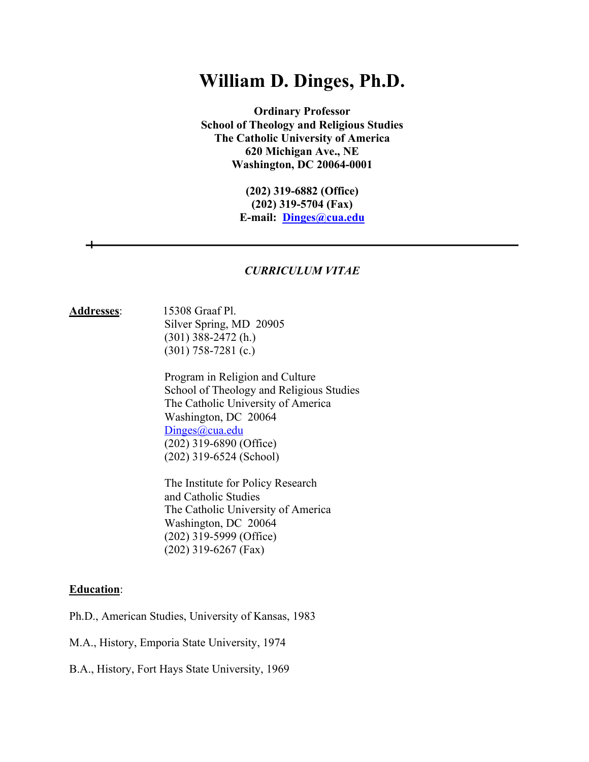# William D. Dinges, Ph.D.

**Ordinary Professor**
**School of Theology and Religious Studies**
**The Catholic University of America**
**620 Michigan Ave., NE**
**Washington, DC 20064-0001**

**(202) 319-6882 (Office)**
**(202) 319-5704 (Fax)**
**E-mail: Dinges@cua.edu**

---

***CURRICULUM VITAE***

**Addresses**:

15308 Graaf Pl.
Silver Spring, MD 20905
(301) 388-2472 (h.)
(301) 758-7281 (c.)

Program in Religion and Culture
School of Theology and Religious Studies
The Catholic University of America
Washington, DC 20064
Dinges@cua.edu
(202) 319-6890 (Office)
(202) 319-6524 (School)

The Institute for Policy Research
and Catholic Studies
The Catholic University of America
Washington, DC 20064
(202) 319-5999 (Office)
(202) 319-6267 (Fax)

**Education**:

Ph.D., American Studies, University of Kansas, 1983

M.A., History, Emporia State University, 1974

B.A., History, Fort Hays State University, 1969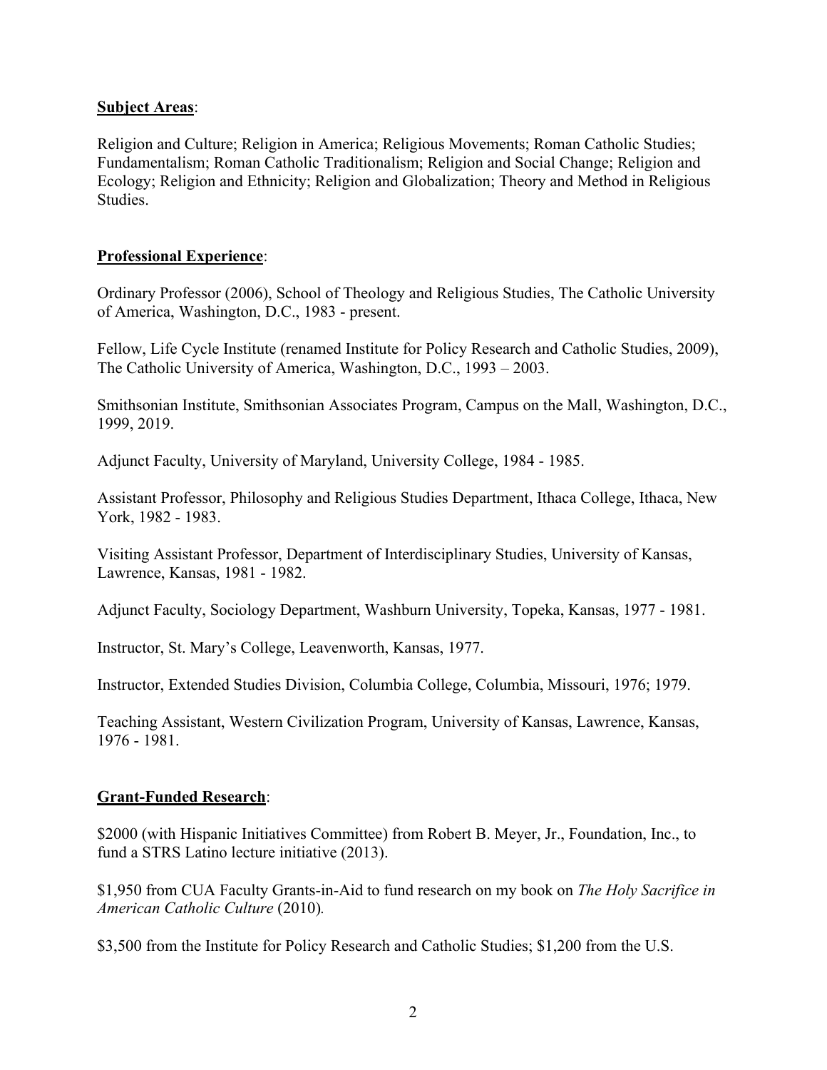**Subject Areas**:

Religion and Culture; Religion in America; Religious Movements; Roman Catholic Studies; Fundamentalism; Roman Catholic Traditionalism; Religion and Social Change; Religion and Ecology; Religion and Ethnicity; Religion and Globalization; Theory and Method in Religious Studies.

**Professional Experience**:

Ordinary Professor (2006), School of Theology and Religious Studies, The Catholic University of America, Washington, D.C., 1983 - present.

Fellow, Life Cycle Institute (renamed Institute for Policy Research and Catholic Studies, 2009), The Catholic University of America, Washington, D.C., 1993 – 2003.

Smithsonian Institute, Smithsonian Associates Program, Campus on the Mall, Washington, D.C., 1999, 2019.

Adjunct Faculty, University of Maryland, University College, 1984 - 1985.

Assistant Professor, Philosophy and Religious Studies Department, Ithaca College, Ithaca, New York, 1982 - 1983.

Visiting Assistant Professor, Department of Interdisciplinary Studies, University of Kansas, Lawrence, Kansas, 1981 - 1982.

Adjunct Faculty, Sociology Department, Washburn University, Topeka, Kansas, 1977 - 1981.

Instructor, St. Mary's College, Leavenworth, Kansas, 1977.

Instructor, Extended Studies Division, Columbia College, Columbia, Missouri, 1976; 1979.

Teaching Assistant, Western Civilization Program, University of Kansas, Lawrence, Kansas, 1976 - 1981.

**Grant-Funded Research**:

$2000 (with Hispanic Initiatives Committee) from Robert B. Meyer, Jr., Foundation, Inc., to fund a STRS Latino lecture initiative (2013).

$1,950 from CUA Faculty Grants-in-Aid to fund research on my book on *The Holy Sacrifice in American Catholic Culture* (2010).

$3,500 from the Institute for Policy Research and Catholic Studies; $1,200 from the U.S.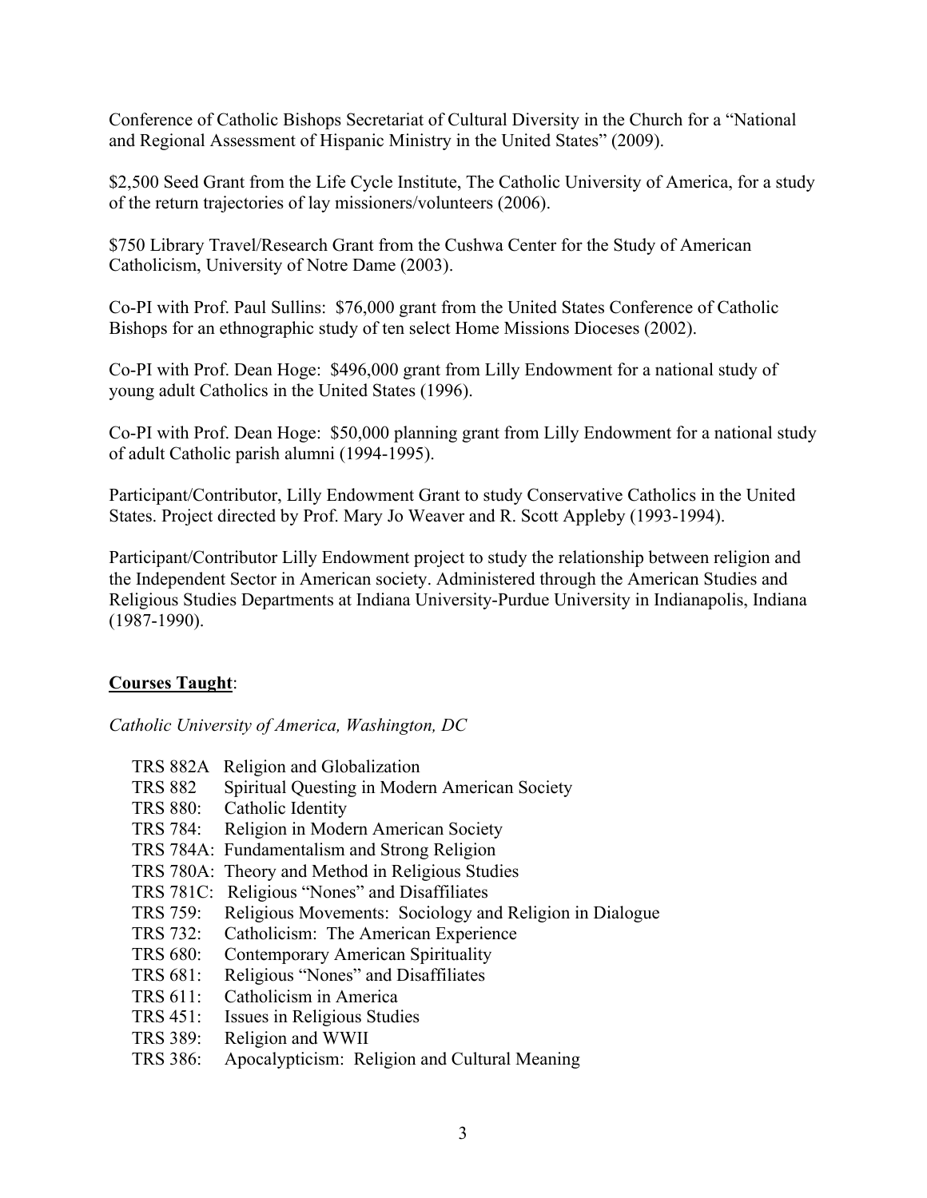Conference of Catholic Bishops Secretariat of Cultural Diversity in the Church for a "National and Regional Assessment of Hispanic Ministry in the United States" (2009).

$2,500 Seed Grant from the Life Cycle Institute, The Catholic University of America, for a study of the return trajectories of lay missioners/volunteers (2006).

$750 Library Travel/Research Grant from the Cushwa Center for the Study of American Catholicism, University of Notre Dame (2003).

Co-PI with Prof. Paul Sullins: $76,000 grant from the United States Conference of Catholic Bishops for an ethnographic study of ten select Home Missions Dioceses (2002).

Co-PI with Prof. Dean Hoge: $496,000 grant from Lilly Endowment for a national study of young adult Catholics in the United States (1996).

Co-PI with Prof. Dean Hoge: $50,000 planning grant from Lilly Endowment for a national study of adult Catholic parish alumni (1994-1995).

Participant/Contributor, Lilly Endowment Grant to study Conservative Catholics in the United States. Project directed by Prof. Mary Jo Weaver and R. Scott Appleby (1993-1994).

Participant/Contributor Lilly Endowment project to study the relationship between religion and the Independent Sector in American society. Administered through the American Studies and Religious Studies Departments at Indiana University-Purdue University in Indianapolis, Indiana (1987-1990).

## **Courses Taught**:

*Catholic University of America, Washington, DC*

- TRS 882A Religion and Globalization
- TRS 882 Spiritual Questing in Modern American Society
- TRS 880: Catholic Identity
- TRS 784: Religion in Modern American Society
- TRS 784A: Fundamentalism and Strong Religion
- TRS 780A: Theory and Method in Religious Studies
- TRS 781C: Religious "Nones" and Disaffiliates
- TRS 759: Religious Movements: Sociology and Religion in Dialogue
- TRS 732: Catholicism: The American Experience
- TRS 680: Contemporary American Spirituality
- TRS 681: Religious "Nones" and Disaffiliates
- TRS 611: Catholicism in America
- TRS 451: Issues in Religious Studies
- TRS 389: Religion and WWII
- TRS 386: Apocalypticism: Religion and Cultural Meaning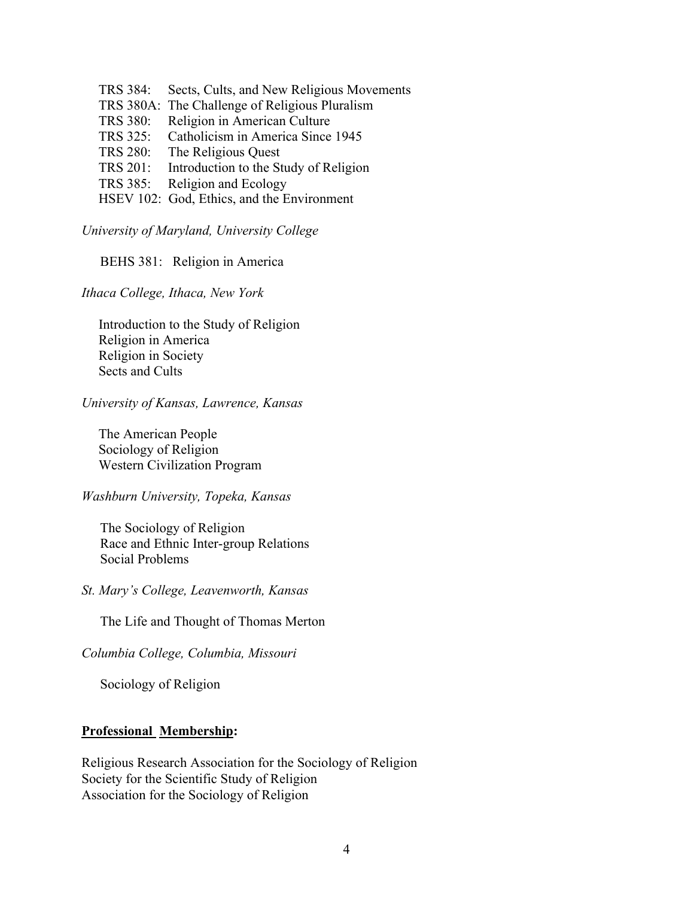TRS 384: Sects, Cults, and New Religious Movements
TRS 380A: The Challenge of Religious Pluralism
TRS 380: Religion in American Culture
TRS 325: Catholicism in America Since 1945
TRS 280: The Religious Quest
TRS 201: Introduction to the Study of Religion
TRS 385: Religion and Ecology
HSEV 102: God, Ethics, and the Environment

*University of Maryland, University College*

BEHS 381: Religion in America

*Ithaca College, Ithaca, New York*

Introduction to the Study of Religion
Religion in America
Religion in Society
Sects and Cults

*University of Kansas, Lawrence, Kansas*

The American People
Sociology of Religion
Western Civilization Program

*Washburn University, Topeka, Kansas*

The Sociology of Religion
Race and Ethnic Inter-group Relations
Social Problems

*St. Mary's College, Leavenworth, Kansas*

The Life and Thought of Thomas Merton

*Columbia College, Columbia, Missouri*

Sociology of Religion

## **Professional Membership:**

Religious Research Association for the Sociology of Religion
Society for the Scientific Study of Religion
Association for the Sociology of Religion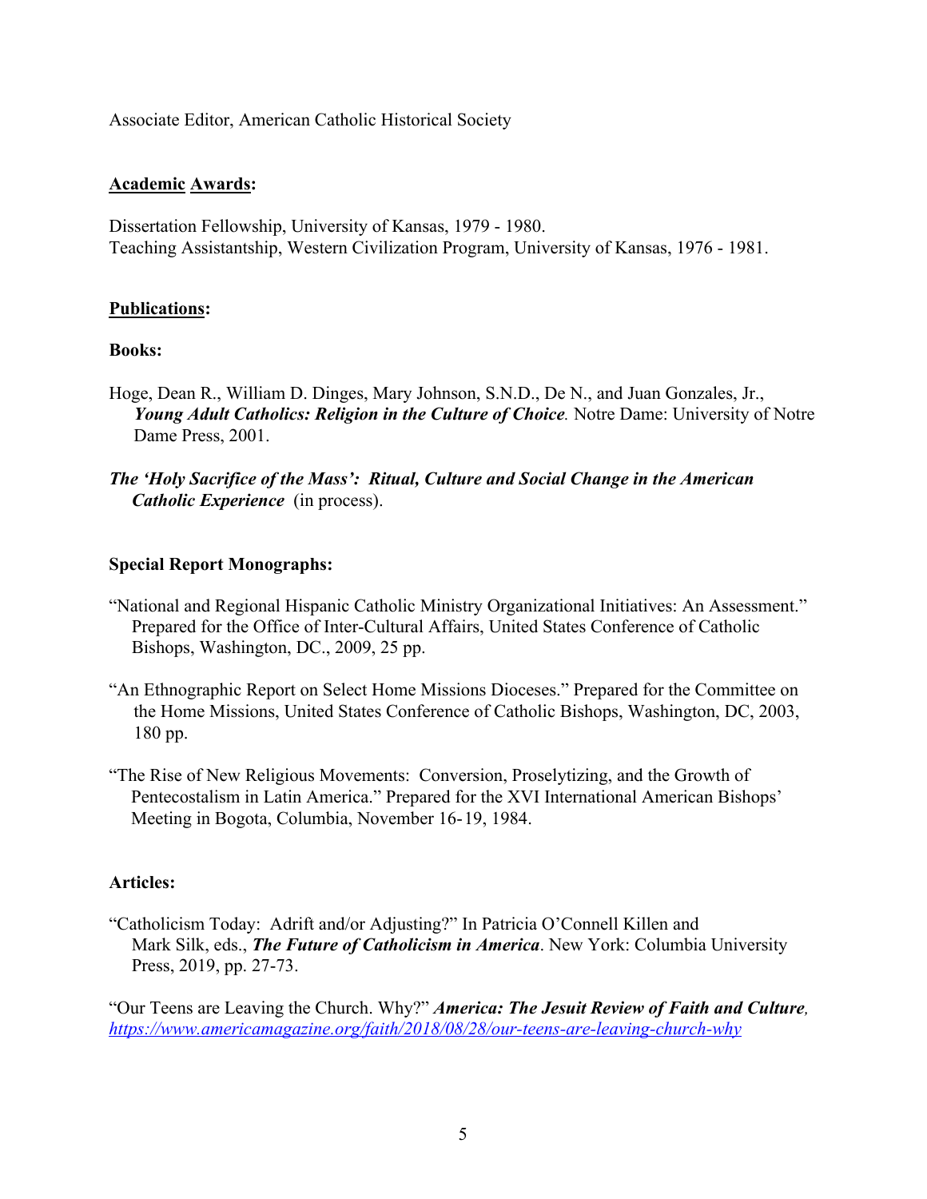Associate Editor, American Catholic Historical Society

## Academic Awards:

Dissertation Fellowship, University of Kansas, 1979 - 1980.
Teaching Assistantship, Western Civilization Program, University of Kansas, 1976 - 1981.

## Publications:

### Books:

Hoge, Dean R., William D. Dinges, Mary Johnson, S.N.D., De N., and Juan Gonzales, Jr., ***Young Adult Catholics: Religion in the Culture of Choice.*** Notre Dame: University of Notre Dame Press, 2001.

***The 'Holy Sacrifice of the Mass': Ritual, Culture and Social Change in the American Catholic Experience*** (in process).

### Special Report Monographs:

"National and Regional Hispanic Catholic Ministry Organizational Initiatives: An Assessment." Prepared for the Office of Inter-Cultural Affairs, United States Conference of Catholic Bishops, Washington, DC., 2009, 25 pp.

"An Ethnographic Report on Select Home Missions Dioceses." Prepared for the Committee on the Home Missions, United States Conference of Catholic Bishops, Washington, DC, 2003, 180 pp.

"The Rise of New Religious Movements: Conversion, Proselytizing, and the Growth of Pentecostalism in Latin America." Prepared for the XVI International American Bishops' Meeting in Bogota, Columbia, November 16-19, 1984.

### Articles:

"Catholicism Today: Adrift and/or Adjusting?" In Patricia O'Connell Killen and Mark Silk, eds., ***The Future of Catholicism in America***. New York: Columbia University Press, 2019, pp. 27-73.

"Our Teens are Leaving the Church. Why?" ***America: The Jesuit Review of Faith and Culture***, https://www.americamagazine.org/faith/2018/08/28/our-teens-are-leaving-church-why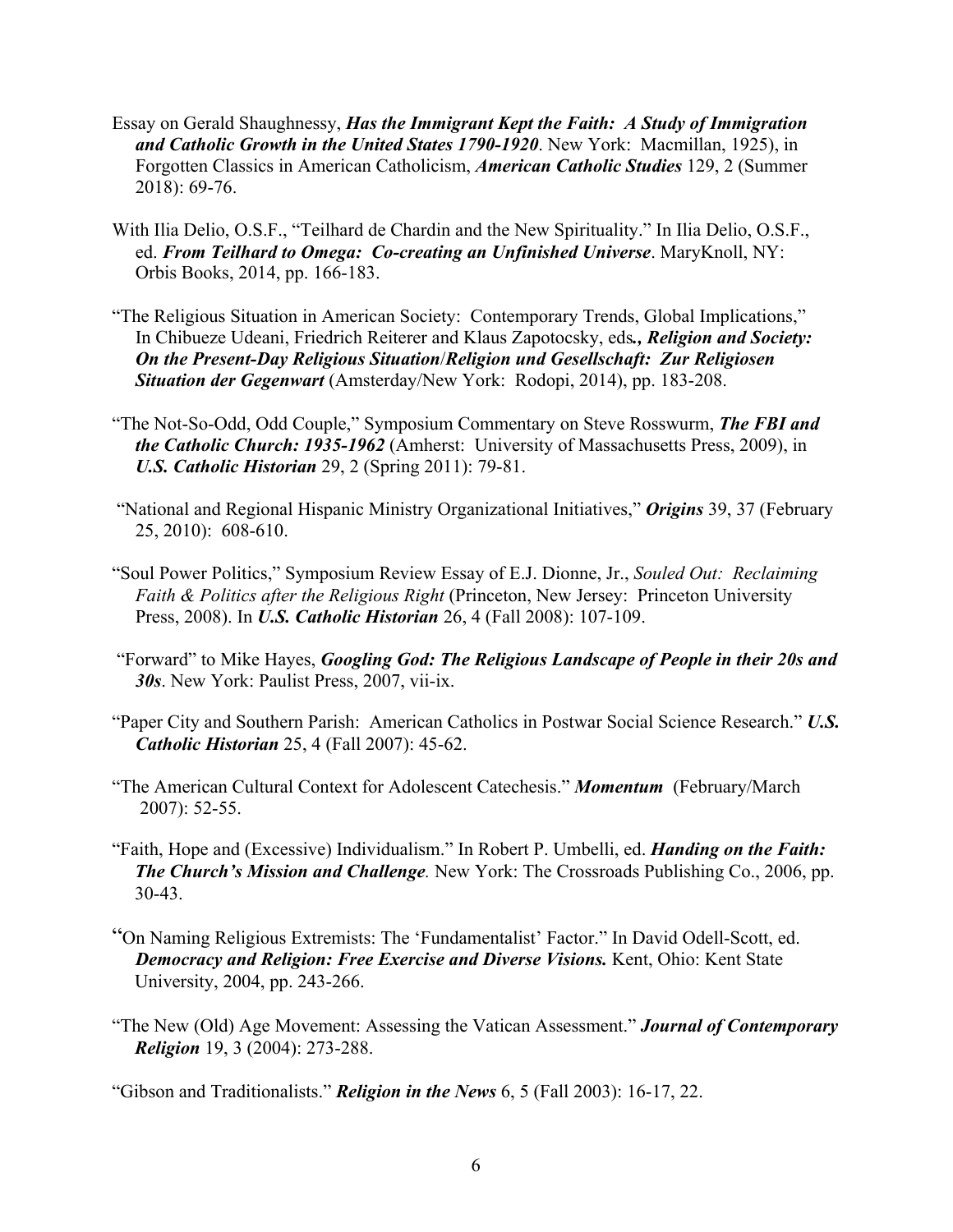Essay on Gerald Shaughnessy, ***Has the Immigrant Kept the Faith: A Study of Immigration and Catholic Growth in the United States 1790-1920***. New York: Macmillan, 1925), in Forgotten Classics in American Catholicism, ***American Catholic Studies*** 129, 2 (Summer 2018): 69-76.

With Ilia Delio, O.S.F., "Teilhard de Chardin and the New Spirituality." In Ilia Delio, O.S.F., ed. ***From Teilhard to Omega: Co-creating an Unfinished Universe***. MaryKnoll, NY: Orbis Books, 2014, pp. 166-183.

"The Religious Situation in American Society: Contemporary Trends, Global Implications," In Chibueze Udeani, Friedrich Reiterer and Klaus Zapotocsky, eds***., Religion and Society: On the Present-Day Religious Situation*/*Religion und Gesellschaft: Zur Religiosen Situation der Gegenwart*** (Amsterday/New York: Rodopi, 2014), pp. 183-208.

"The Not-So-Odd, Odd Couple," Symposium Commentary on Steve Rosswurm, ***The FBI and the Catholic Church: 1935-1962*** (Amherst: University of Massachusetts Press, 2009), in ***U.S. Catholic Historian*** 29, 2 (Spring 2011): 79-81.

"National and Regional Hispanic Ministry Organizational Initiatives," ***Origins*** 39, 37 (February 25, 2010): 608-610.

"Soul Power Politics," Symposium Review Essay of E.J. Dionne, Jr., *Souled Out: Reclaiming Faith & Politics after the Religious Right* (Princeton, New Jersey: Princeton University Press, 2008). In ***U.S. Catholic Historian*** 26, 4 (Fall 2008): 107-109.

"Forward" to Mike Hayes, ***Googling God: The Religious Landscape of People in their 20s and 30s***. New York: Paulist Press, 2007, vii-ix.

"Paper City and Southern Parish: American Catholics in Postwar Social Science Research." ***U.S. Catholic Historian*** 25, 4 (Fall 2007): 45-62.

"The American Cultural Context for Adolescent Catechesis." ***Momentum*** (February/March 2007): 52-55.

"Faith, Hope and (Excessive) Individualism." In Robert P. Umbelli, ed. ***Handing on the Faith: The Church's Mission and Challenge****.* New York: The Crossroads Publishing Co., 2006, pp. 30-43.

"On Naming Religious Extremists: The 'Fundamentalist' Factor." In David Odell-Scott, ed. ***Democracy and Religion: Free Exercise and Diverse Visions.*** Kent, Ohio: Kent State University, 2004, pp. 243-266.

"The New (Old) Age Movement: Assessing the Vatican Assessment." ***Journal of Contemporary Religion*** 19, 3 (2004): 273-288.

"Gibson and Traditionalists." ***Religion in the News*** 6, 5 (Fall 2003): 16-17, 22.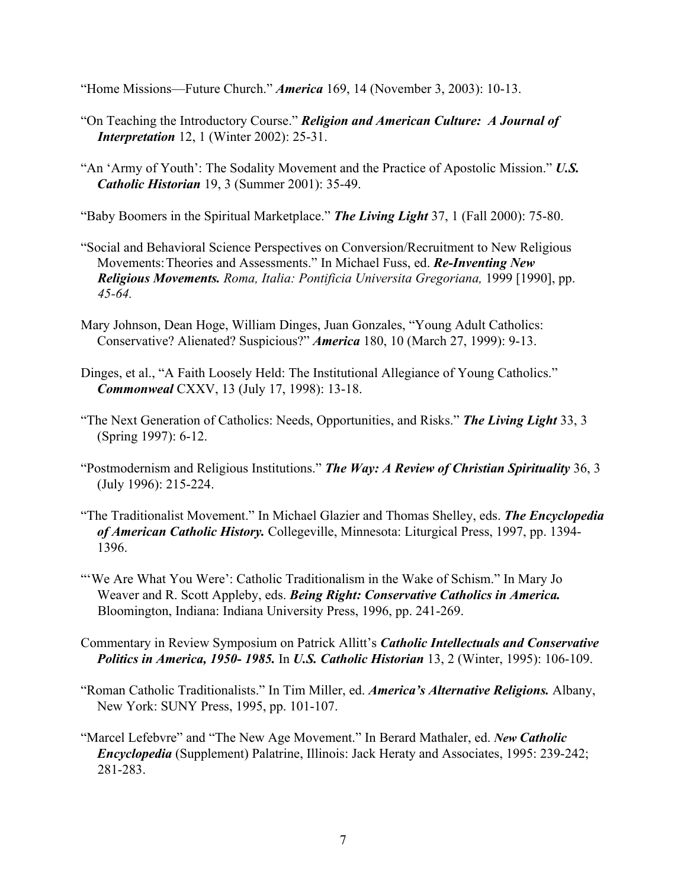"Home Missions—Future Church." ***America*** 169, 14 (November 3, 2003): 10-13.

"On Teaching the Introductory Course." ***Religion and American Culture: A Journal of Interpretation*** 12, 1 (Winter 2002): 25-31.

"An 'Army of Youth': The Sodality Movement and the Practice of Apostolic Mission." ***U.S. Catholic Historian*** 19, 3 (Summer 2001): 35-49.

"Baby Boomers in the Spiritual Marketplace." ***The Living Light*** 37, 1 (Fall 2000): 75-80.

"Social and Behavioral Science Perspectives on Conversion/Recruitment to New Religious Movements: Theories and Assessments." In Michael Fuss, ed. ***Re-Inventing New Religious Movements.*** *Roma, Italia: Pontificia Universita Gregoriana,* 1999 [1990], pp. *45-64.*

Mary Johnson, Dean Hoge, William Dinges, Juan Gonzales, "Young Adult Catholics: Conservative? Alienated? Suspicious?" ***America*** 180, 10 (March 27, 1999): 9-13.

Dinges, et al., "A Faith Loosely Held: The Institutional Allegiance of Young Catholics." ***Commonweal*** CXXV, 13 (July 17, 1998): 13-18.

"The Next Generation of Catholics: Needs, Opportunities, and Risks." ***The Living Light*** 33, 3 (Spring 1997): 6-12.

"Postmodernism and Religious Institutions." ***The Way: A Review of Christian Spirituality*** 36, 3 (July 1996): 215-224.

"The Traditionalist Movement." In Michael Glazier and Thomas Shelley, eds. ***The Encyclopedia of American Catholic History.*** Collegeville, Minnesota: Liturgical Press, 1997, pp. 1394-1396.

"'We Are What You Were': Catholic Traditionalism in the Wake of Schism." In Mary Jo Weaver and R. Scott Appleby, eds. ***Being Right: Conservative Catholics in America.*** Bloomington, Indiana: Indiana University Press, 1996, pp. 241-269.

Commentary in Review Symposium on Patrick Allitt's ***Catholic Intellectuals and Conservative Politics in America, 1950- 1985.*** In ***U.S. Catholic Historian*** 13, 2 (Winter, 1995): 106-109.

"Roman Catholic Traditionalists." In Tim Miller, ed. ***America's Alternative Religions.*** Albany, New York: SUNY Press, 1995, pp. 101-107.

"Marcel Lefebvre" and "The New Age Movement." In Berard Mathaler, ed. ***New Catholic Encyclopedia*** (Supplement) Palatrine, Illinois: Jack Heraty and Associates, 1995: 239-242; 281-283.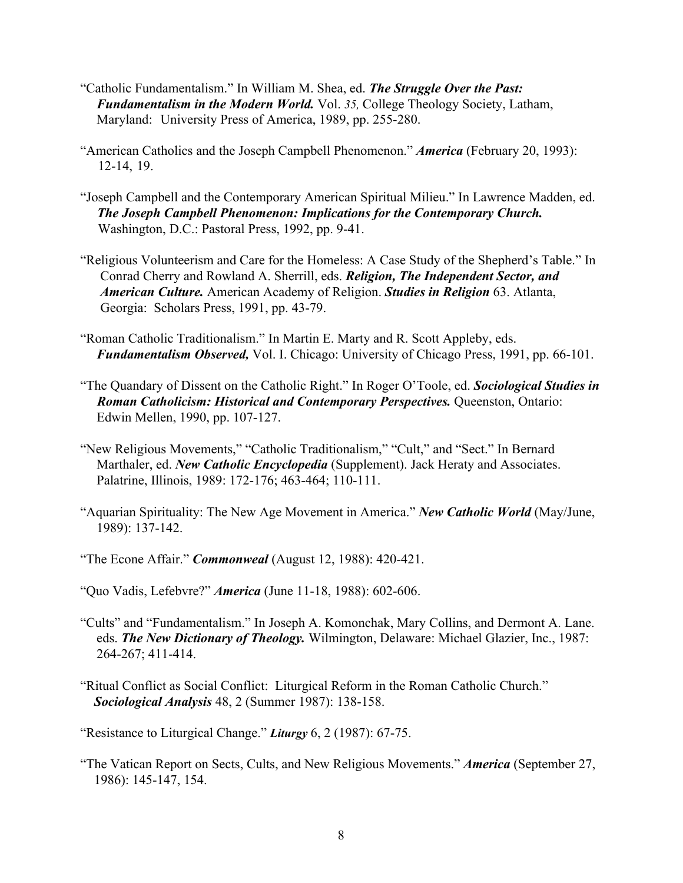"Catholic Fundamentalism." In William M. Shea, ed. ***The Struggle Over the Past: Fundamentalism in the Modern World.*** Vol. *35,* College Theology Society, Latham, Maryland: University Press of America, 1989, pp. 255-280.

"American Catholics and the Joseph Campbell Phenomenon." ***America*** (February 20, 1993): 12-14, 19.

"Joseph Campbell and the Contemporary American Spiritual Milieu." In Lawrence Madden, ed. ***The Joseph Campbell Phenomenon: Implications for the Contemporary Church.*** Washington, D.C.: Pastoral Press, 1992, pp. 9-41.

"Religious Volunteerism and Care for the Homeless: A Case Study of the Shepherd's Table." In Conrad Cherry and Rowland A. Sherrill, eds. ***Religion, The Independent Sector, and American Culture.*** American Academy of Religion. ***Studies in Religion*** 63. Atlanta, Georgia: Scholars Press, 1991, pp. 43-79.

"Roman Catholic Traditionalism." In Martin E. Marty and R. Scott Appleby, eds. ***Fundamentalism Observed,*** Vol. I. Chicago: University of Chicago Press, 1991, pp. 66-101.

"The Quandary of Dissent on the Catholic Right." In Roger O'Toole, ed. ***Sociological Studies in Roman Catholicism: Historical and Contemporary Perspectives.*** Queenston, Ontario: Edwin Mellen, 1990, pp. 107-127.

"New Religious Movements," "Catholic Traditionalism," "Cult," and "Sect." In Bernard Marthaler, ed. ***New Catholic Encyclopedia*** (Supplement). Jack Heraty and Associates. Palatrine, Illinois, 1989: 172-176; 463-464; 110-111.

"Aquarian Spirituality: The New Age Movement in America." ***New Catholic World*** (May/June, 1989): 137-142.

"The Econe Affair." ***Commonweal*** (August 12, 1988): 420-421.

"Quo Vadis, Lefebvre?" ***America*** (June 11-18, 1988): 602-606.

"Cults" and "Fundamentalism." In Joseph A. Komonchak, Mary Collins, and Dermont A. Lane. eds. ***The New Dictionary of Theology.*** Wilmington, Delaware: Michael Glazier, Inc., 1987: 264-267; 411-414.

"Ritual Conflict as Social Conflict: Liturgical Reform in the Roman Catholic Church." ***Sociological Analysis*** 48, 2 (Summer 1987): 138-158.

"Resistance to Liturgical Change." ***Liturgy*** 6, 2 (1987): 67-75.

"The Vatican Report on Sects, Cults, and New Religious Movements." ***America*** (September 27, 1986): 145-147, 154.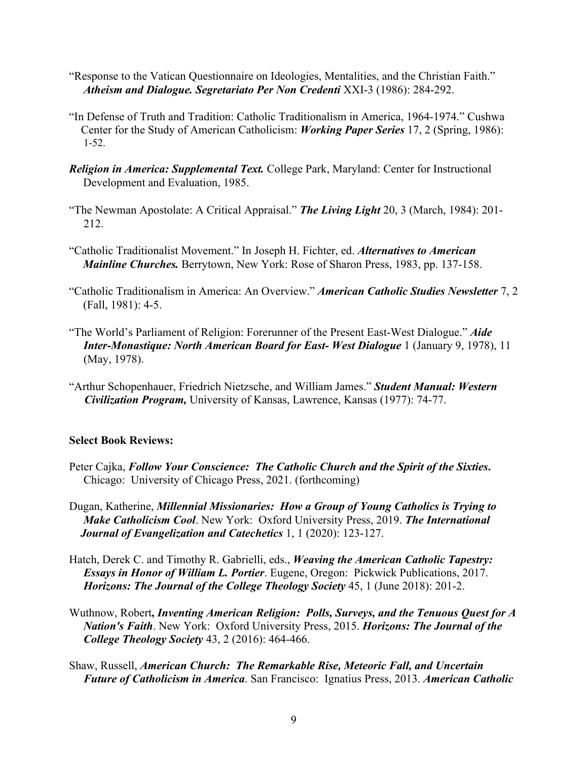"Response to the Vatican Questionnaire on Ideologies, Mentalities, and the Christian Faith." ***Atheism and Dialogue. Segretariato Per Non Credenti*** XXI-3 (1986): 284-292.

"In Defense of Truth and Tradition: Catholic Traditionalism in America, 1964-1974." Cushwa Center for the Study of American Catholicism: ***Working Paper Series*** 17, 2 (Spring, 1986): 1-52.

***Religion in America: Supplemental Text.*** College Park, Maryland: Center for Instructional Development and Evaluation, 1985.

"The Newman Apostolate: A Critical Appraisal." ***The Living Light*** 20, 3 (March, 1984): 201-212.

"Catholic Traditionalist Movement." In Joseph H. Fichter, ed. ***Alternatives to American Mainline Churches.*** Berrytown, New York: Rose of Sharon Press, 1983, pp. 137-158.

"Catholic Traditionalism in America: An Overview." ***American Catholic Studies Newsletter*** 7, 2 (Fall, 1981): 4-5.

"The World's Parliament of Religion: Forerunner of the Present East-West Dialogue." ***Aide Inter-Monastique: North American Board for East- West Dialogue*** 1 (January 9, 1978), 11 (May, 1978).

"Arthur Schopenhauer, Friedrich Nietzsche, and William James." ***Student Manual: Western Civilization Program,*** University of Kansas, Lawrence, Kansas (1977): 74-77.

**Select Book Reviews:**

Peter Cajka, ***Follow Your Conscience: The Catholic Church and the Spirit of the Sixties***. Chicago: University of Chicago Press, 2021. (forthcoming)

Dugan, Katherine, ***Millennial Missionaries: How a Group of Young Catholics is Trying to Make Catholicism Cool***. New York: Oxford University Press, 2019. ***The International Journal of Evangelization and Catechetics*** 1, 1 (2020): 123-127.

Hatch, Derek C. and Timothy R. Gabrielli, eds., ***Weaving the American Catholic Tapestry: Essays in Honor of William L. Portier***. Eugene, Oregon: Pickwick Publications, 2017. ***Horizons: The Journal of the College Theology Society*** 45, 1 (June 2018): 201-2.

Wuthnow, Robert**,** ***Inventing American Religion: Polls, Surveys, and the Tenuous Quest for A Nation's Faith***. New York: Oxford University Press, 2015. ***Horizons: The Journal of the College Theology Society*** 43, 2 (2016): 464-466.

Shaw, Russell, ***American Church: The Remarkable Rise, Meteoric Fall, and Uncertain Future of Catholicism in America***. San Francisco: Ignatius Press, 2013. ***American Catholic***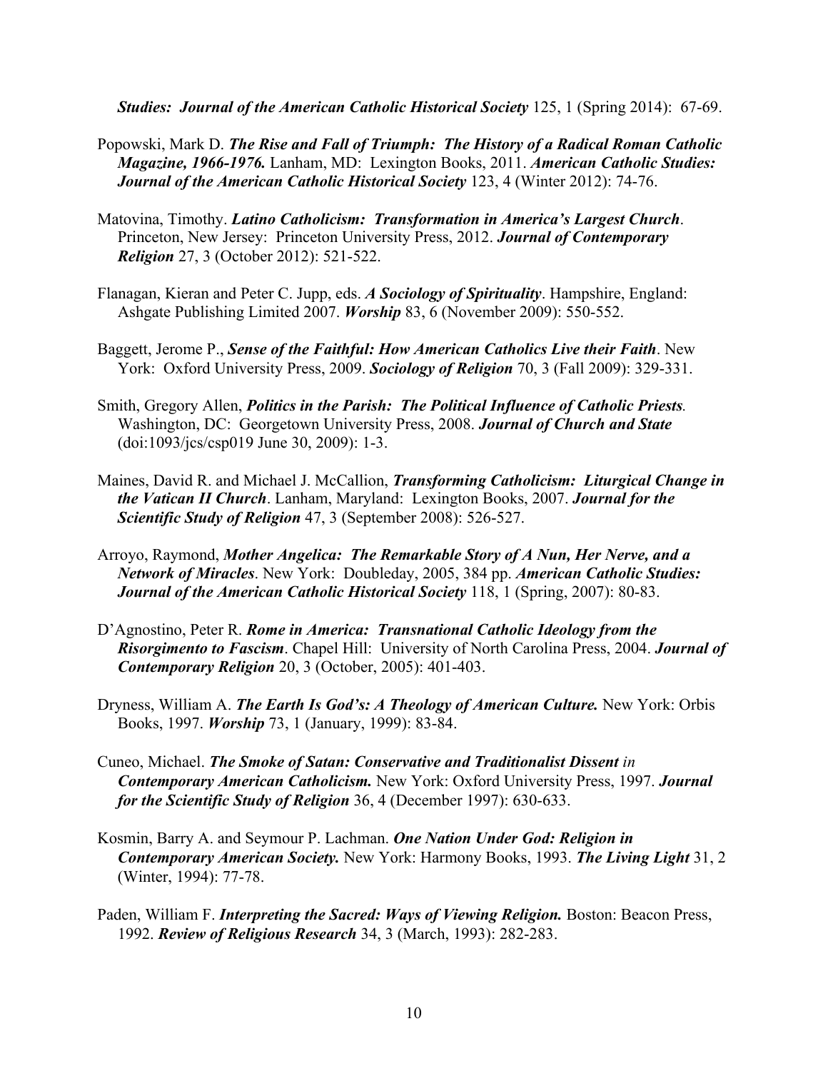***Studies: Journal of the American Catholic Historical Society*** 125, 1 (Spring 2014): 67-69.

Popowski, Mark D. ***The Rise and Fall of Triumph: The History of a Radical Roman Catholic Magazine, 1966-1976.*** Lanham, MD: Lexington Books, 2011. ***American Catholic Studies: Journal of the American Catholic Historical Society*** 123, 4 (Winter 2012): 74-76.

Matovina, Timothy. ***Latino Catholicism: Transformation in America's Largest Church***. Princeton, New Jersey: Princeton University Press, 2012. ***Journal of Contemporary Religion*** 27, 3 (October 2012): 521-522.

Flanagan, Kieran and Peter C. Jupp, eds. ***A Sociology of Spirituality***. Hampshire, England: Ashgate Publishing Limited 2007. ***Worship*** 83, 6 (November 2009): 550-552.

Baggett, Jerome P., ***Sense of the Faithful: How American Catholics Live their Faith***. New York: Oxford University Press, 2009. ***Sociology of Religion*** 70, 3 (Fall 2009): 329-331.

Smith, Gregory Allen, ***Politics in the Parish: The Political Influence of Catholic Priests.*** Washington, DC: Georgetown University Press, 2008. ***Journal of Church and State*** (doi:1093/jcs/csp019 June 30, 2009): 1-3.

Maines, David R. and Michael J. McCallion, ***Transforming Catholicism: Liturgical Change in the Vatican II Church***. Lanham, Maryland: Lexington Books, 2007. ***Journal for the Scientific Study of Religion*** 47, 3 (September 2008): 526-527.

Arroyo, Raymond, ***Mother Angelica: The Remarkable Story of A Nun, Her Nerve, and a Network of Miracles***. New York: Doubleday, 2005, 384 pp. ***American Catholic Studies: Journal of the American Catholic Historical Society*** 118, 1 (Spring, 2007): 80-83.

D'Agnostino, Peter R. ***Rome in America: Transnational Catholic Ideology from the Risorgimento to Fascism***. Chapel Hill: University of North Carolina Press, 2004. ***Journal of Contemporary Religion*** 20, 3 (October, 2005): 401-403.

Dryness, William A. ***The Earth Is God's: A Theology of American Culture.*** New York: Orbis Books, 1997. ***Worship*** 73, 1 (January, 1999): 83-84.

Cuneo, Michael. ***The Smoke of Satan: Conservative and Traditionalist Dissent** *in* ***Contemporary American Catholicism.*** New York: Oxford University Press, 1997. ***Journal for the Scientific Study of Religion*** 36, 4 (December 1997): 630-633.

Kosmin, Barry A. and Seymour P. Lachman. ***One Nation Under God: Religion in Contemporary American Society.*** New York: Harmony Books, 1993. ***The Living Light*** 31, 2 (Winter, 1994): 77-78.

Paden, William F. ***Interpreting the Sacred: Ways of Viewing Religion.*** Boston: Beacon Press, 1992. ***Review of Religious Research*** 34, 3 (March, 1993): 282-283.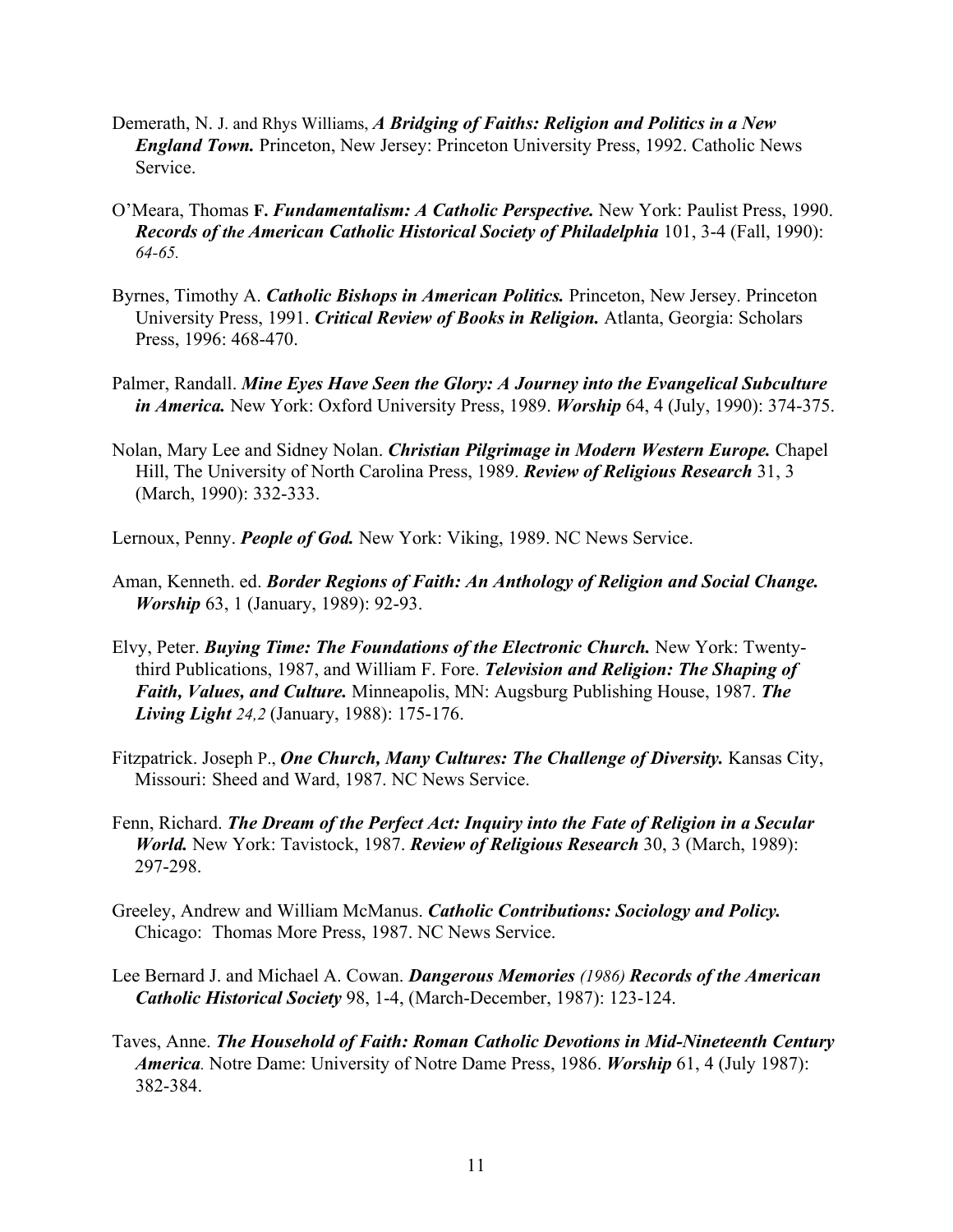Demerath, N. J. and Rhys Williams, ***A Bridging of Faiths: Religion and Politics in a New England Town.*** Princeton, New Jersey: Princeton University Press, 1992. Catholic News Service.

O'Meara, Thomas **F.** ***Fundamentalism: A Catholic Perspective.*** New York: Paulist Press, 1990. ***Records of the American Catholic Historical Society of Philadelphia*** 101, 3-4 (Fall, 1990): *64-65.*

Byrnes, Timothy A. ***Catholic Bishops in American Politics.*** Princeton, New Jersey. Princeton University Press, 1991. ***Critical Review of Books in Religion.*** Atlanta, Georgia: Scholars Press, 1996: 468-470.

Palmer, Randall. ***Mine Eyes Have Seen the Glory: A Journey into the Evangelical Subculture in America.*** New York: Oxford University Press, 1989. ***Worship*** 64, 4 (July, 1990): 374-375.

Nolan, Mary Lee and Sidney Nolan. ***Christian Pilgrimage in Modern Western Europe.*** Chapel Hill, The University of North Carolina Press, 1989. ***Review of Religious Research*** 31, 3 (March, 1990): 332-333.

Lernoux, Penny. ***People of God.*** New York: Viking, 1989. NC News Service.

Aman, Kenneth. ed. ***Border Regions of Faith: An Anthology of Religion and Social Change. Worship*** 63, 1 (January, 1989): 92-93.

Elvy, Peter. ***Buying Time: The Foundations of the Electronic Church.*** New York: Twenty-third Publications, 1987, and William F. Fore. ***Television and Religion: The Shaping of Faith, Values, and Culture.*** Minneapolis, MN: Augsburg Publishing House, 1987. ***The Living Light*** *24,2* (January, 1988): 175-176.

Fitzpatrick. Joseph P., ***One Church, Many Cultures: The Challenge of Diversity.*** Kansas City, Missouri: Sheed and Ward, 1987. NC News Service.

Fenn, Richard. ***The Dream of the Perfect Act: Inquiry into the Fate of Religion in a Secular World.*** New York: Tavistock, 1987. ***Review of Religious Research*** 30, 3 (March, 1989): 297-298.

Greeley, Andrew and William McManus. ***Catholic Contributions: Sociology and Policy.*** Chicago: Thomas More Press, 1987. NC News Service.

Lee Bernard J. and Michael A. Cowan. ***Dangerous Memories*** *(1986)* ***Records of the American Catholic Historical Society*** 98, 1-4, (March-December, 1987): 123-124.

Taves, Anne. ***The Household of Faith: Roman Catholic Devotions in Mid-Nineteenth Century America***. Notre Dame: University of Notre Dame Press, 1986. ***Worship*** 61, 4 (July 1987): 382-384.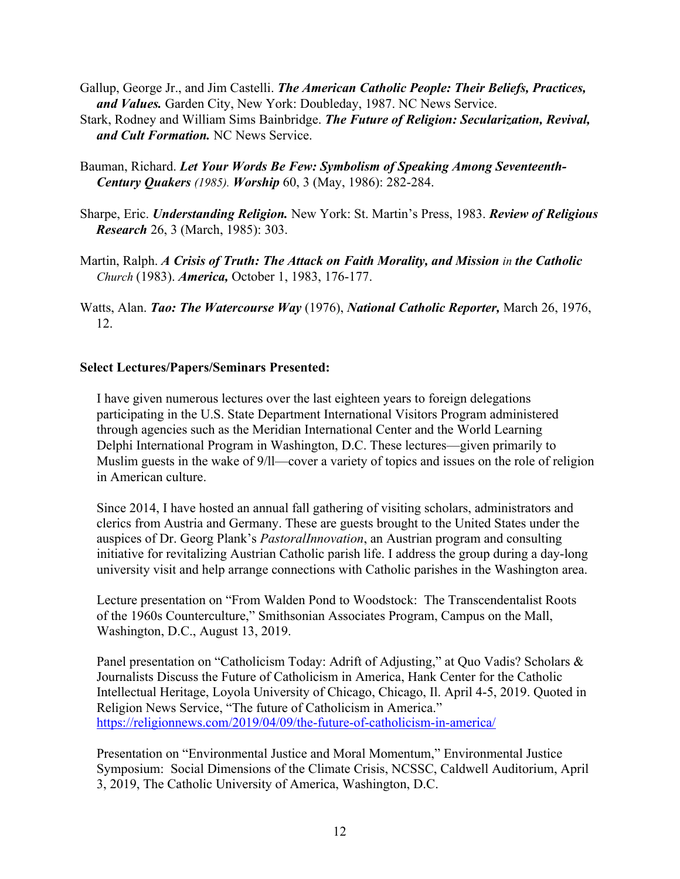Gallup, George Jr., and Jim Castelli. ***The American Catholic People: Their Beliefs, Practices, and Values.*** Garden City, New York: Doubleday, 1987. NC News Service.

Stark, Rodney and William Sims Bainbridge. ***The Future of Religion: Secularization, Revival, and Cult Formation.*** NC News Service.

Bauman, Richard. ***Let Your Words Be Few: Symbolism of Speaking Among Seventeenth-Century Quakers*** *(1985).* ***Worship*** 60, 3 (May, 1986): 282-284.

Sharpe, Eric. ***Understanding Religion.*** New York: St. Martin's Press, 1983. ***Review of Religious Research*** 26, 3 (March, 1985): 303.

Martin, Ralph. ***A Crisis of Truth: The Attack on Faith Morality, and Mission*** *in* ***the Catholic*** *Church* (1983). ***America,*** October 1, 1983, 176-177.

Watts, Alan. ***Tao: The Watercourse Way*** (1976), ***National Catholic Reporter,*** March 26, 1976, 12.

**Select Lectures/Papers/Seminars Presented:**

I have given numerous lectures over the last eighteen years to foreign delegations participating in the U.S. State Department International Visitors Program administered through agencies such as the Meridian International Center and the World Learning Delphi International Program in Washington, D.C. These lectures—given primarily to Muslim guests in the wake of 9/ll—cover a variety of topics and issues on the role of religion in American culture.

Since 2014, I have hosted an annual fall gathering of visiting scholars, administrators and clerics from Austria and Germany. These are guests brought to the United States under the auspices of Dr. Georg Plank's *PastoralInnovation*, an Austrian program and consulting initiative for revitalizing Austrian Catholic parish life. I address the group during a day-long university visit and help arrange connections with Catholic parishes in the Washington area.

Lecture presentation on "From Walden Pond to Woodstock: The Transcendentalist Roots of the 1960s Counterculture," Smithsonian Associates Program, Campus on the Mall, Washington, D.C., August 13, 2019.

Panel presentation on "Catholicism Today: Adrift of Adjusting," at Quo Vadis? Scholars & Journalists Discuss the Future of Catholicism in America, Hank Center for the Catholic Intellectual Heritage, Loyola University of Chicago, Chicago, Il. April 4-5, 2019. Quoted in Religion News Service, "The future of Catholicism in America." https://religionnews.com/2019/04/09/the-future-of-catholicism-in-america/

Presentation on "Environmental Justice and Moral Momentum," Environmental Justice Symposium: Social Dimensions of the Climate Crisis, NCSSC, Caldwell Auditorium, April 3, 2019, The Catholic University of America, Washington, D.C.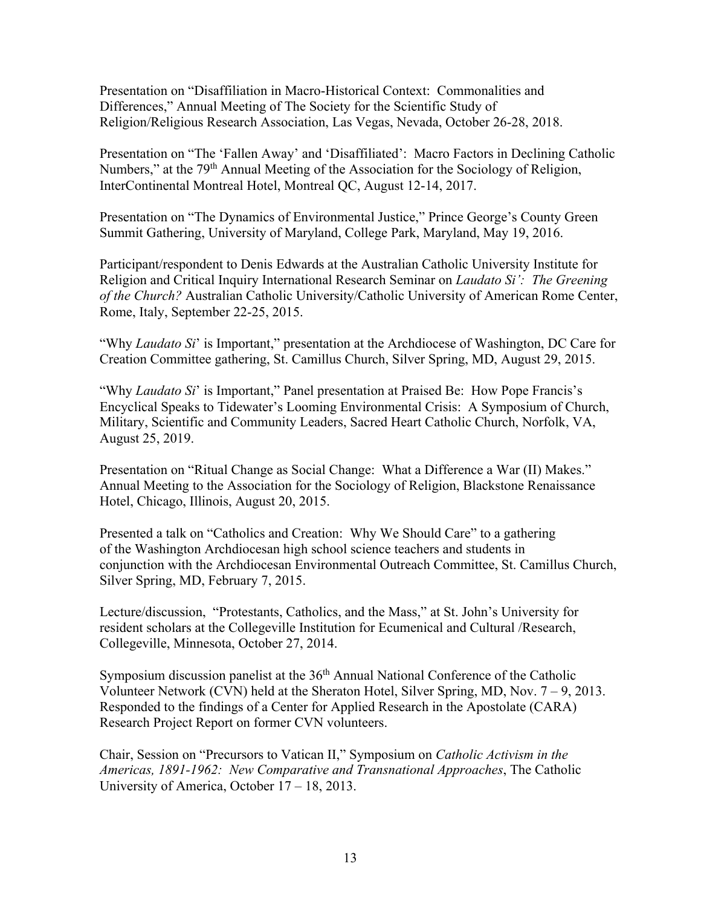Presentation on "Disaffiliation in Macro-Historical Context: Commonalities and Differences," Annual Meeting of The Society for the Scientific Study of Religion/Religious Research Association, Las Vegas, Nevada, October 26-28, 2018.

Presentation on "The 'Fallen Away' and 'Disaffiliated': Macro Factors in Declining Catholic Numbers," at the 79th Annual Meeting of the Association for the Sociology of Religion, InterContinental Montreal Hotel, Montreal QC, August 12-14, 2017.

Presentation on "The Dynamics of Environmental Justice," Prince George's County Green Summit Gathering, University of Maryland, College Park, Maryland, May 19, 2016.

Participant/respondent to Denis Edwards at the Australian Catholic University Institute for Religion and Critical Inquiry International Research Seminar on *Laudato Si': The Greening of the Church?* Australian Catholic University/Catholic University of American Rome Center, Rome, Italy, September 22-25, 2015.

"Why *Laudato Si*' is Important," presentation at the Archdiocese of Washington, DC Care for Creation Committee gathering, St. Camillus Church, Silver Spring, MD, August 29, 2015.

"Why *Laudato Si*' is Important," Panel presentation at Praised Be: How Pope Francis's Encyclical Speaks to Tidewater's Looming Environmental Crisis: A Symposium of Church, Military, Scientific and Community Leaders, Sacred Heart Catholic Church, Norfolk, VA, August 25, 2019.

Presentation on "Ritual Change as Social Change: What a Difference a War (II) Makes." Annual Meeting to the Association for the Sociology of Religion, Blackstone Renaissance Hotel, Chicago, Illinois, August 20, 2015.

Presented a talk on "Catholics and Creation: Why We Should Care" to a gathering of the Washington Archdiocesan high school science teachers and students in conjunction with the Archdiocesan Environmental Outreach Committee, St. Camillus Church, Silver Spring, MD, February 7, 2015.

Lecture/discussion, "Protestants, Catholics, and the Mass," at St. John's University for resident scholars at the Collegeville Institution for Ecumenical and Cultural /Research, Collegeville, Minnesota, October 27, 2014.

Symposium discussion panelist at the 36th Annual National Conference of the Catholic Volunteer Network (CVN) held at the Sheraton Hotel, Silver Spring, MD, Nov. 7 – 9, 2013. Responded to the findings of a Center for Applied Research in the Apostolate (CARA) Research Project Report on former CVN volunteers.

Chair, Session on "Precursors to Vatican II," Symposium on *Catholic Activism in the Americas, 1891-1962: New Comparative and Transnational Approaches*, The Catholic University of America, October 17 – 18, 2013.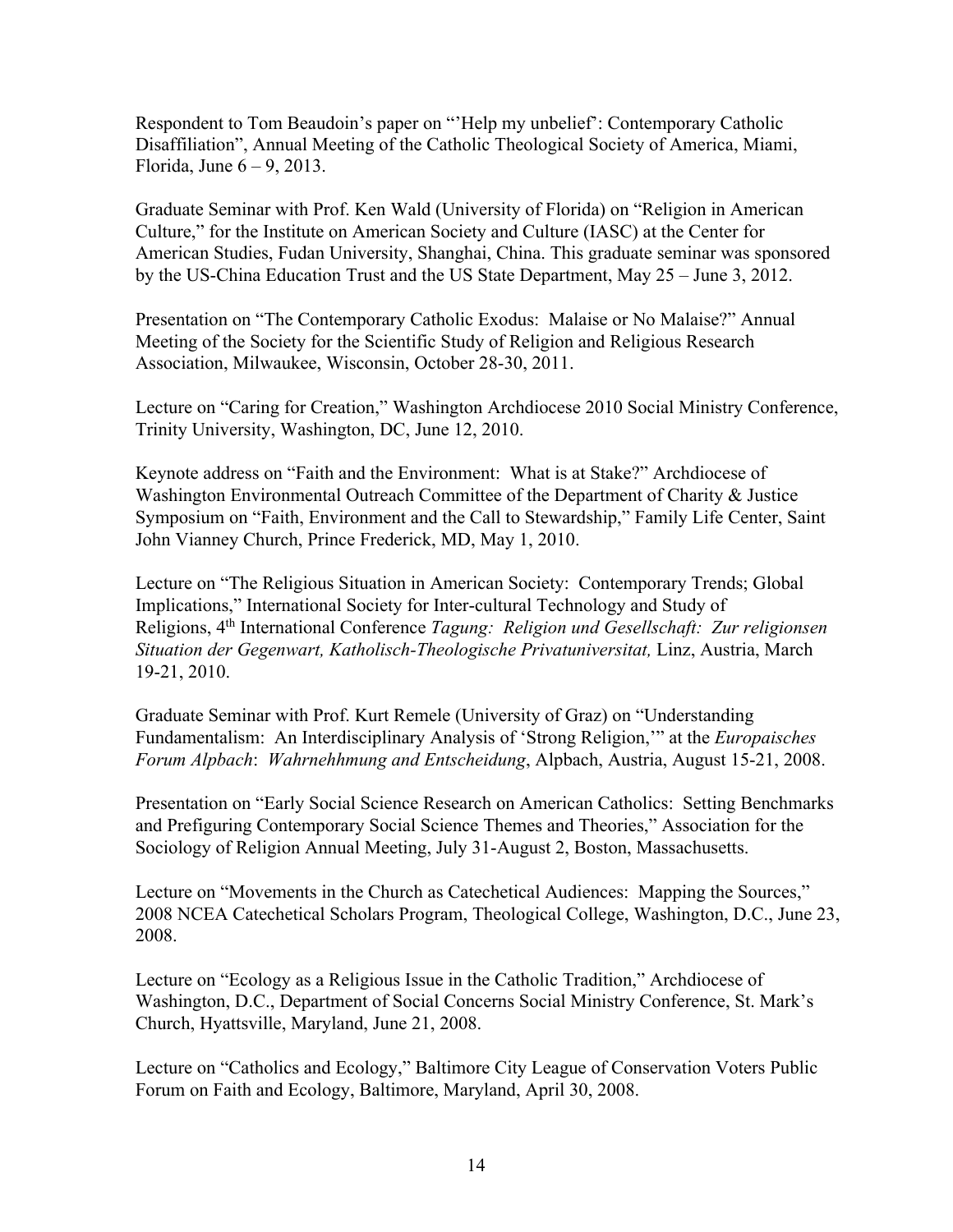Respondent to Tom Beaudoin's paper on "'Help my unbelief': Contemporary Catholic Disaffiliation", Annual Meeting of the Catholic Theological Society of America, Miami, Florida, June 6 – 9, 2013.

Graduate Seminar with Prof. Ken Wald (University of Florida) on "Religion in American Culture," for the Institute on American Society and Culture (IASC) at the Center for American Studies, Fudan University, Shanghai, China. This graduate seminar was sponsored by the US-China Education Trust and the US State Department, May 25 – June 3, 2012.

Presentation on "The Contemporary Catholic Exodus: Malaise or No Malaise?" Annual Meeting of the Society for the Scientific Study of Religion and Religious Research Association, Milwaukee, Wisconsin, October 28-30, 2011.

Lecture on "Caring for Creation," Washington Archdiocese 2010 Social Ministry Conference, Trinity University, Washington, DC, June 12, 2010.

Keynote address on "Faith and the Environment: What is at Stake?" Archdiocese of Washington Environmental Outreach Committee of the Department of Charity & Justice Symposium on "Faith, Environment and the Call to Stewardship," Family Life Center, Saint John Vianney Church, Prince Frederick, MD, May 1, 2010.

Lecture on "The Religious Situation in American Society: Contemporary Trends; Global Implications," International Society for Inter-cultural Technology and Study of Religions, 4th International Conference *Tagung: Religion und Gesellschaft: Zur religionsen Situation der Gegenwart, Katholisch-Theologische Privatuniversitat,* Linz, Austria, March 19-21, 2010.

Graduate Seminar with Prof. Kurt Remele (University of Graz) on "Understanding Fundamentalism: An Interdisciplinary Analysis of 'Strong Religion,'" at the *Europaisches Forum Alpbach*: *Wahrnehhmung and Entscheidung*, Alpbach, Austria, August 15-21, 2008.

Presentation on "Early Social Science Research on American Catholics: Setting Benchmarks and Prefiguring Contemporary Social Science Themes and Theories," Association for the Sociology of Religion Annual Meeting, July 31-August 2, Boston, Massachusetts.

Lecture on "Movements in the Church as Catechetical Audiences: Mapping the Sources," 2008 NCEA Catechetical Scholars Program, Theological College, Washington, D.C., June 23, 2008.

Lecture on "Ecology as a Religious Issue in the Catholic Tradition," Archdiocese of Washington, D.C., Department of Social Concerns Social Ministry Conference, St. Mark's Church, Hyattsville, Maryland, June 21, 2008.

Lecture on "Catholics and Ecology," Baltimore City League of Conservation Voters Public Forum on Faith and Ecology, Baltimore, Maryland, April 30, 2008.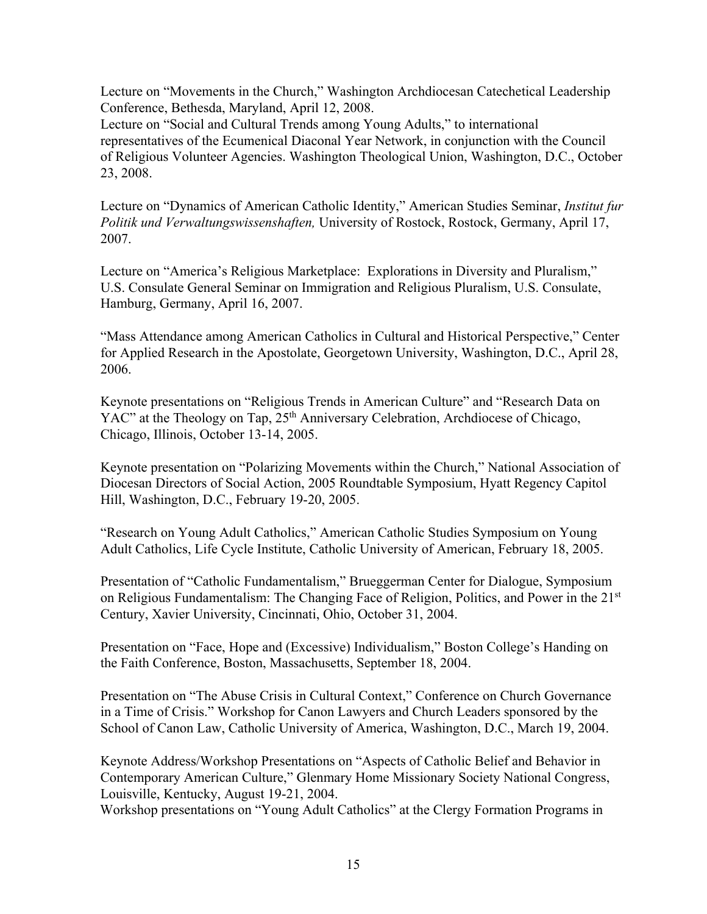Lecture on “Movements in the Church,” Washington Archdiocesan Catechetical Leadership Conference, Bethesda, Maryland, April 12, 2008.
Lecture on “Social and Cultural Trends among Young Adults,” to international representatives of the Ecumenical Diaconal Year Network, in conjunction with the Council of Religious Volunteer Agencies. Washington Theological Union, Washington, D.C., October 23, 2008.

Lecture on “Dynamics of American Catholic Identity,” American Studies Seminar, *Institut fur Politik und Verwaltungswissenshaften,* University of Rostock, Rostock, Germany, April 17, 2007.

Lecture on “America’s Religious Marketplace: Explorations in Diversity and Pluralism,” U.S. Consulate General Seminar on Immigration and Religious Pluralism, U.S. Consulate, Hamburg, Germany, April 16, 2007.

“Mass Attendance among American Catholics in Cultural and Historical Perspective,” Center for Applied Research in the Apostolate, Georgetown University, Washington, D.C., April 28, 2006.

Keynote presentations on “Religious Trends in American Culture” and “Research Data on YAC” at the Theology on Tap, 25th Anniversary Celebration, Archdiocese of Chicago, Chicago, Illinois, October 13-14, 2005.

Keynote presentation on “Polarizing Movements within the Church,” National Association of Diocesan Directors of Social Action, 2005 Roundtable Symposium, Hyatt Regency Capitol Hill, Washington, D.C., February 19-20, 2005.

“Research on Young Adult Catholics,” American Catholic Studies Symposium on Young Adult Catholics, Life Cycle Institute, Catholic University of American, February 18, 2005.

Presentation of “Catholic Fundamentalism,” Brueggerman Center for Dialogue, Symposium on Religious Fundamentalism: The Changing Face of Religion, Politics, and Power in the 21st Century, Xavier University, Cincinnati, Ohio, October 31, 2004.

Presentation on “Face, Hope and (Excessive) Individualism,” Boston College’s Handing on the Faith Conference, Boston, Massachusetts, September 18, 2004.

Presentation on “The Abuse Crisis in Cultural Context,” Conference on Church Governance in a Time of Crisis.” Workshop for Canon Lawyers and Church Leaders sponsored by the School of Canon Law, Catholic University of America, Washington, D.C., March 19, 2004.

Keynote Address/Workshop Presentations on “Aspects of Catholic Belief and Behavior in Contemporary American Culture,” Glenmary Home Missionary Society National Congress, Louisville, Kentucky, August 19-21, 2004.
Workshop presentations on “Young Adult Catholics” at the Clergy Formation Programs in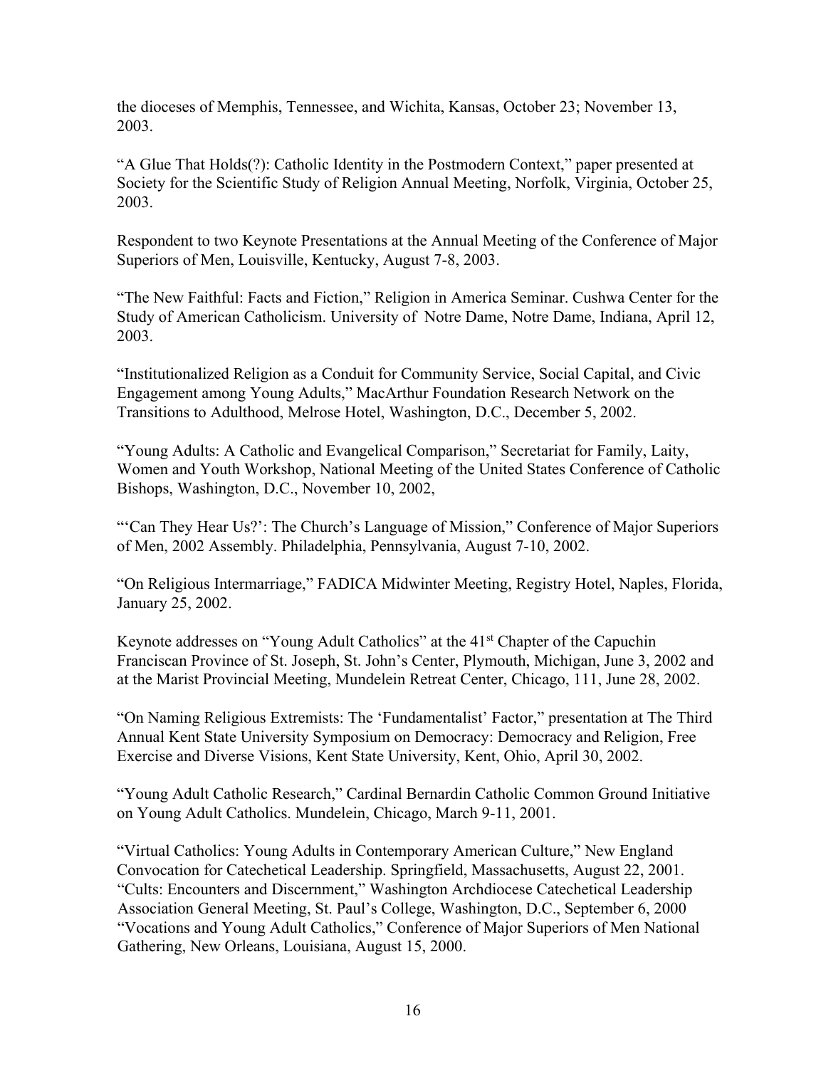the dioceses of Memphis, Tennessee, and Wichita, Kansas, October 23; November 13, 2003.

"A Glue That Holds(?): Catholic Identity in the Postmodern Context," paper presented at Society for the Scientific Study of Religion Annual Meeting, Norfolk, Virginia, October 25, 2003.

Respondent to two Keynote Presentations at the Annual Meeting of the Conference of Major Superiors of Men, Louisville, Kentucky, August 7-8, 2003.

"The New Faithful: Facts and Fiction," Religion in America Seminar. Cushwa Center for the Study of American Catholicism. University of Notre Dame, Notre Dame, Indiana, April 12, 2003.

"Institutionalized Religion as a Conduit for Community Service, Social Capital, and Civic Engagement among Young Adults," MacArthur Foundation Research Network on the Transitions to Adulthood, Melrose Hotel, Washington, D.C., December 5, 2002.

"Young Adults: A Catholic and Evangelical Comparison," Secretariat for Family, Laity, Women and Youth Workshop, National Meeting of the United States Conference of Catholic Bishops, Washington, D.C., November 10, 2002,

"'Can They Hear Us?': The Church's Language of Mission," Conference of Major Superiors of Men, 2002 Assembly. Philadelphia, Pennsylvania, August 7-10, 2002.

"On Religious Intermarriage," FADICA Midwinter Meeting, Registry Hotel, Naples, Florida, January 25, 2002.

Keynote addresses on "Young Adult Catholics" at the 41st Chapter of the Capuchin Franciscan Province of St. Joseph, St. John's Center, Plymouth, Michigan, June 3, 2002 and at the Marist Provincial Meeting, Mundelein Retreat Center, Chicago, 111, June 28, 2002.

"On Naming Religious Extremists: The 'Fundamentalist' Factor," presentation at The Third Annual Kent State University Symposium on Democracy: Democracy and Religion, Free Exercise and Diverse Visions, Kent State University, Kent, Ohio, April 30, 2002.

"Young Adult Catholic Research," Cardinal Bernardin Catholic Common Ground Initiative on Young Adult Catholics. Mundelein, Chicago, March 9-11, 2001.

"Virtual Catholics: Young Adults in Contemporary American Culture," New England Convocation for Catechetical Leadership. Springfield, Massachusetts, August 22, 2001.
"Cults: Encounters and Discernment," Washington Archdiocese Catechetical Leadership Association General Meeting, St. Paul's College, Washington, D.C., September 6, 2000
"Vocations and Young Adult Catholics," Conference of Major Superiors of Men National Gathering, New Orleans, Louisiana, August 15, 2000.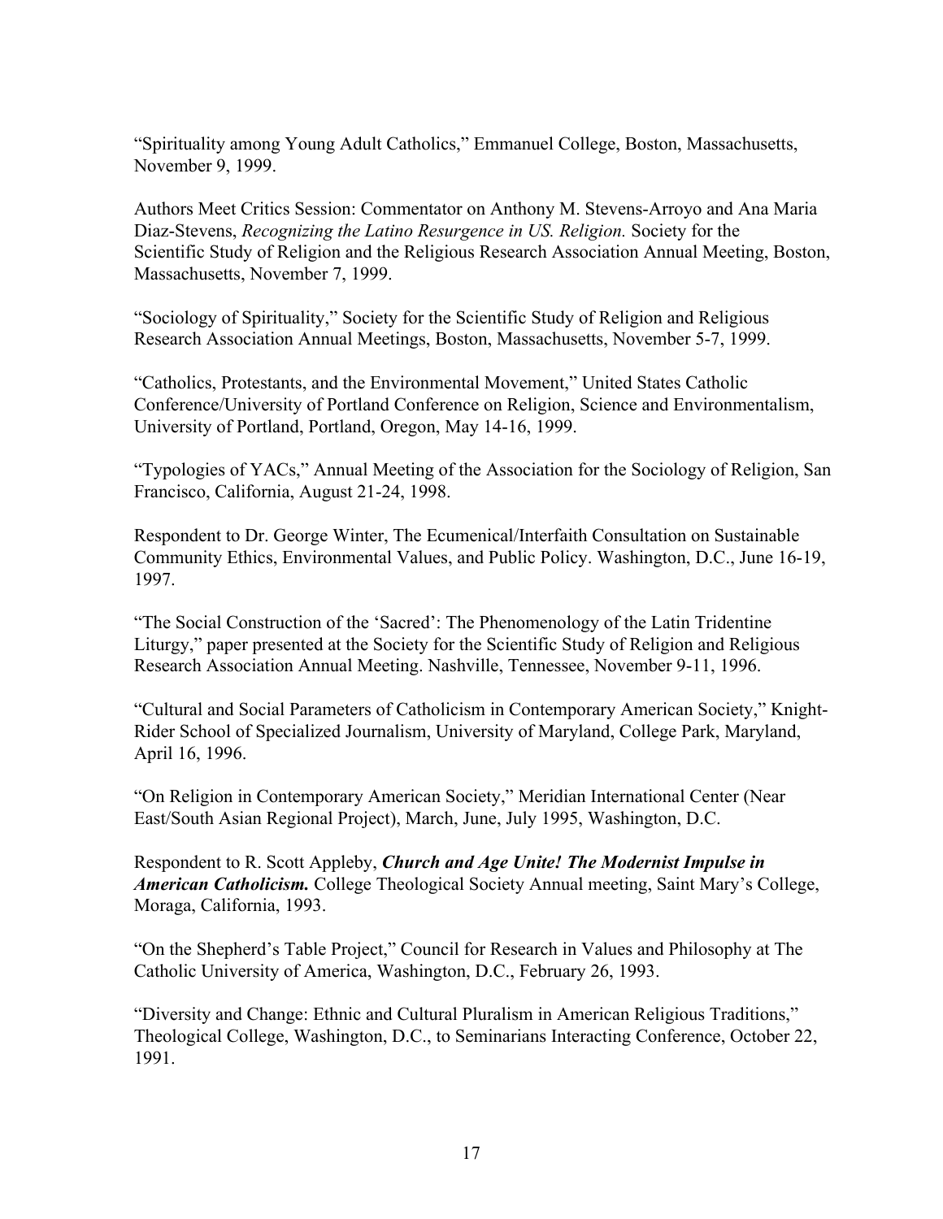"Spirituality among Young Adult Catholics," Emmanuel College, Boston, Massachusetts, November 9, 1999.

Authors Meet Critics Session: Commentator on Anthony M. Stevens-Arroyo and Ana Maria Diaz-Stevens, *Recognizing the Latino Resurgence in US. Religion.* Society for the Scientific Study of Religion and the Religious Research Association Annual Meeting, Boston, Massachusetts, November 7, 1999.

"Sociology of Spirituality," Society for the Scientific Study of Religion and Religious Research Association Annual Meetings, Boston, Massachusetts, November 5-7, 1999.

"Catholics, Protestants, and the Environmental Movement," United States Catholic Conference/University of Portland Conference on Religion, Science and Environmentalism, University of Portland, Portland, Oregon, May 14-16, 1999.

"Typologies of YACs," Annual Meeting of the Association for the Sociology of Religion, San Francisco, California, August 21-24, 1998.

Respondent to Dr. George Winter, The Ecumenical/Interfaith Consultation on Sustainable Community Ethics, Environmental Values, and Public Policy. Washington, D.C., June 16-19, 1997.

"The Social Construction of the 'Sacred': The Phenomenology of the Latin Tridentine Liturgy," paper presented at the Society for the Scientific Study of Religion and Religious Research Association Annual Meeting. Nashville, Tennessee, November 9-11, 1996.

"Cultural and Social Parameters of Catholicism in Contemporary American Society," Knight-Rider School of Specialized Journalism, University of Maryland, College Park, Maryland, April 16, 1996.

"On Religion in Contemporary American Society," Meridian International Center (Near East/South Asian Regional Project), March, June, July 1995, Washington, D.C.

Respondent to R. Scott Appleby, ***Church and Age Unite! The Modernist Impulse in American Catholicism.*** College Theological Society Annual meeting, Saint Mary's College, Moraga, California, 1993.

"On the Shepherd's Table Project," Council for Research in Values and Philosophy at The Catholic University of America, Washington, D.C., February 26, 1993.

"Diversity and Change: Ethnic and Cultural Pluralism in American Religious Traditions," Theological College, Washington, D.C., to Seminarians Interacting Conference, October 22, 1991.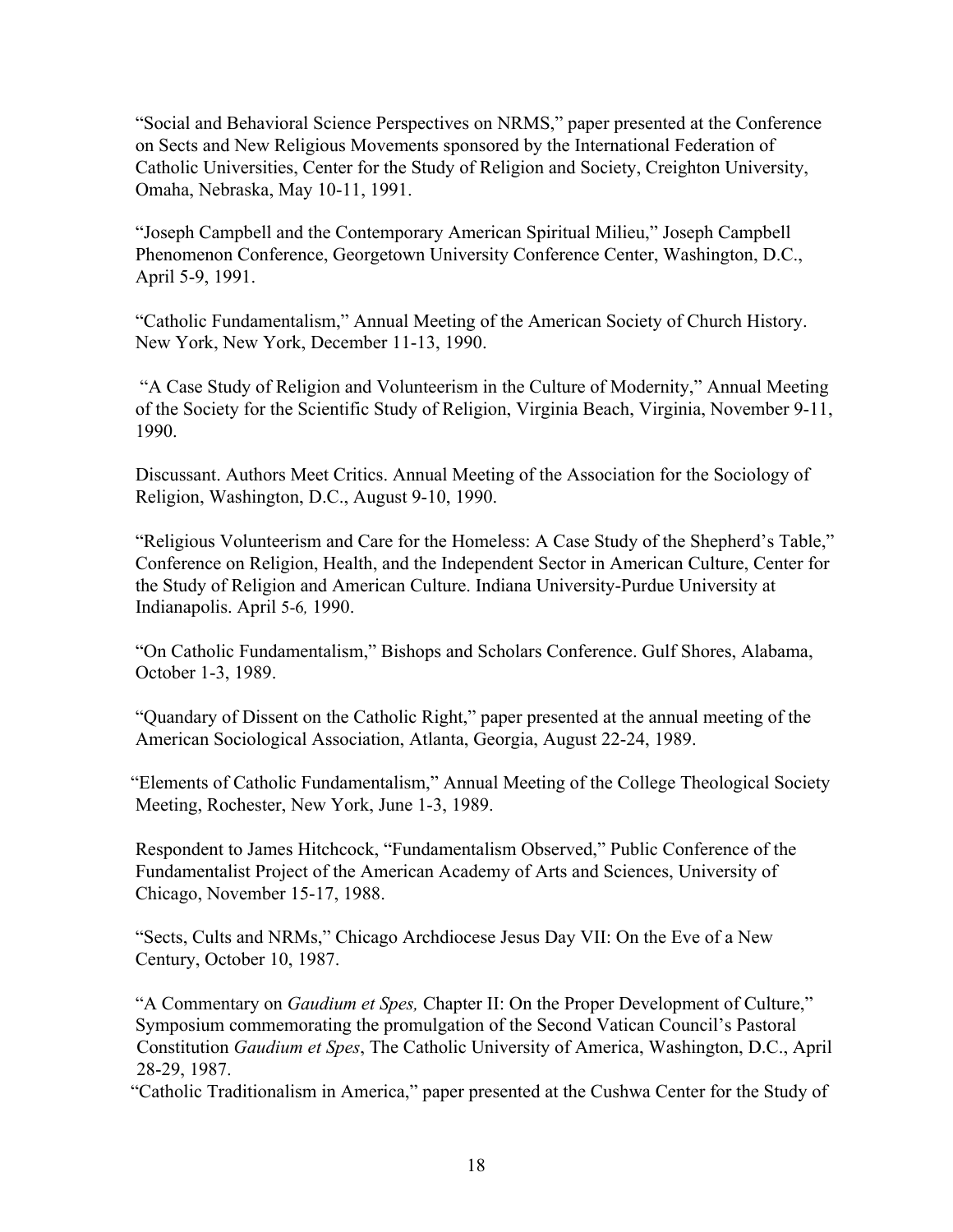"Social and Behavioral Science Perspectives on NRMS," paper presented at the Conference on Sects and New Religious Movements sponsored by the International Federation of Catholic Universities, Center for the Study of Religion and Society, Creighton University, Omaha, Nebraska, May 10-11, 1991.

"Joseph Campbell and the Contemporary American Spiritual Milieu," Joseph Campbell Phenomenon Conference, Georgetown University Conference Center, Washington, D.C., April 5-9, 1991.

"Catholic Fundamentalism," Annual Meeting of the American Society of Church History. New York, New York, December 11-13, 1990.

"A Case Study of Religion and Volunteerism in the Culture of Modernity," Annual Meeting of the Society for the Scientific Study of Religion, Virginia Beach, Virginia, November 9-11, 1990.

Discussant. Authors Meet Critics. Annual Meeting of the Association for the Sociology of Religion, Washington, D.C., August 9-10, 1990.

"Religious Volunteerism and Care for the Homeless: A Case Study of the Shepherd's Table," Conference on Religion, Health, and the Independent Sector in American Culture, Center for the Study of Religion and American Culture. Indiana University-Purdue University at Indianapolis. April 5-6, 1990.

"On Catholic Fundamentalism," Bishops and Scholars Conference. Gulf Shores, Alabama, October 1-3, 1989.

"Quandary of Dissent on the Catholic Right," paper presented at the annual meeting of the American Sociological Association, Atlanta, Georgia, August 22-24, 1989.

"Elements of Catholic Fundamentalism," Annual Meeting of the College Theological Society Meeting, Rochester, New York, June 1-3, 1989.

Respondent to James Hitchcock, "Fundamentalism Observed," Public Conference of the Fundamentalist Project of the American Academy of Arts and Sciences, University of Chicago, November 15-17, 1988.

"Sects, Cults and NRMs," Chicago Archdiocese Jesus Day VII: On the Eve of a New Century, October 10, 1987.

"A Commentary on *Gaudium et Spes,* Chapter II: On the Proper Development of Culture," Symposium commemorating the promulgation of the Second Vatican Council's Pastoral Constitution *Gaudium et Spes*, The Catholic University of America, Washington, D.C., April 28-29, 1987.

"Catholic Traditionalism in America," paper presented at the Cushwa Center for the Study of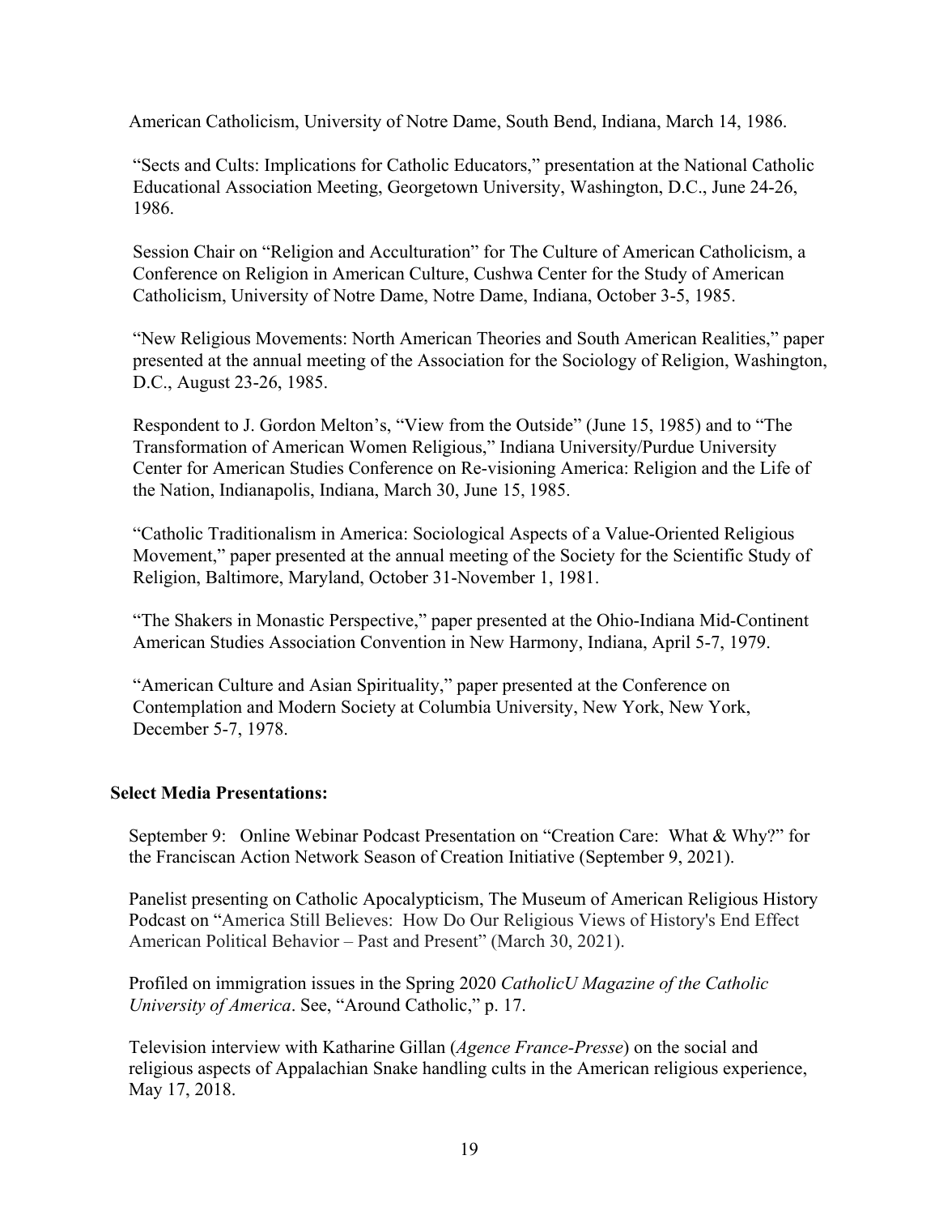American Catholicism, University of Notre Dame, South Bend, Indiana, March 14, 1986.

"Sects and Cults: Implications for Catholic Educators," presentation at the National Catholic Educational Association Meeting, Georgetown University, Washington, D.C., June 24-26, 1986.

Session Chair on "Religion and Acculturation" for The Culture of American Catholicism, a Conference on Religion in American Culture, Cushwa Center for the Study of American Catholicism, University of Notre Dame, Notre Dame, Indiana, October 3-5, 1985.

"New Religious Movements: North American Theories and South American Realities," paper presented at the annual meeting of the Association for the Sociology of Religion, Washington, D.C., August 23-26, 1985.

Respondent to J. Gordon Melton's, "View from the Outside" (June 15, 1985) and to "The Transformation of American Women Religious," Indiana University/Purdue University Center for American Studies Conference on Re-visioning America: Religion and the Life of the Nation, Indianapolis, Indiana, March 30, June 15, 1985.

"Catholic Traditionalism in America: Sociological Aspects of a Value-Oriented Religious Movement," paper presented at the annual meeting of the Society for the Scientific Study of Religion, Baltimore, Maryland, October 31-November 1, 1981.

"The Shakers in Monastic Perspective," paper presented at the Ohio-Indiana Mid-Continent American Studies Association Convention in New Harmony, Indiana, April 5-7, 1979.

"American Culture and Asian Spirituality," paper presented at the Conference on Contemplation and Modern Society at Columbia University, New York, New York, December 5-7, 1978.

**Select Media Presentations:**

September 9: Online Webinar Podcast Presentation on "Creation Care: What & Why?" for the Franciscan Action Network Season of Creation Initiative (September 9, 2021).

Panelist presenting on Catholic Apocalypticism, The Museum of American Religious History Podcast on "America Still Believes: How Do Our Religious Views of History's End Effect American Political Behavior – Past and Present" (March 30, 2021).

Profiled on immigration issues in the Spring 2020 *CatholicU Magazine of the Catholic University of America*. See, "Around Catholic," p. 17.

Television interview with Katharine Gillan (*Agence France-Presse*) on the social and religious aspects of Appalachian Snake handling cults in the American religious experience, May 17, 2018.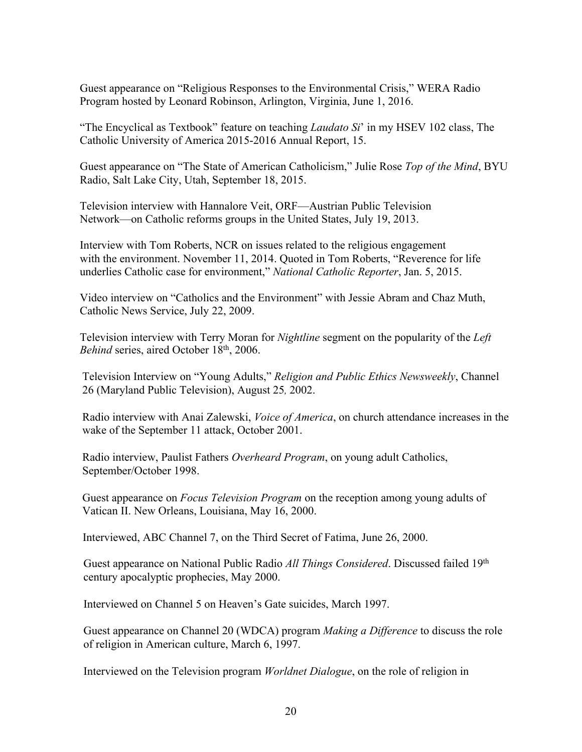Guest appearance on "Religious Responses to the Environmental Crisis," WERA Radio Program hosted by Leonard Robinson, Arlington, Virginia, June 1, 2016.

"The Encyclical as Textbook" feature on teaching *Laudato Si*' in my HSEV 102 class, The Catholic University of America 2015-2016 Annual Report, 15.

Guest appearance on "The State of American Catholicism," Julie Rose *Top of the Mind*, BYU Radio, Salt Lake City, Utah, September 18, 2015.

Television interview with Hannalore Veit, ORF—Austrian Public Television Network—on Catholic reforms groups in the United States, July 19, 2013.

Interview with Tom Roberts, NCR on issues related to the religious engagement with the environment. November 11, 2014. Quoted in Tom Roberts, "Reverence for life underlies Catholic case for environment," *National Catholic Reporter*, Jan. 5, 2015.

Video interview on "Catholics and the Environment" with Jessie Abram and Chaz Muth, Catholic News Service, July 22, 2009.

Television interview with Terry Moran for *Nightline* segment on the popularity of the *Left Behind* series, aired October 18th, 2006.

Television Interview on "Young Adults," *Religion and Public Ethics Newsweekly*, Channel 26 (Maryland Public Television), August 25, 2002.

Radio interview with Anai Zalewski, *Voice of America*, on church attendance increases in the wake of the September 11 attack, October 2001.

Radio interview, Paulist Fathers *Overheard Program*, on young adult Catholics, September/October 1998.

Guest appearance on *Focus Television Program* on the reception among young adults of Vatican II. New Orleans, Louisiana, May 16, 2000.

Interviewed, ABC Channel 7, on the Third Secret of Fatima, June 26, 2000.

Guest appearance on National Public Radio *All Things Considered*. Discussed failed 19th century apocalyptic prophecies, May 2000.

Interviewed on Channel 5 on Heaven's Gate suicides, March 1997.

Guest appearance on Channel 20 (WDCA) program *Making a Difference* to discuss the role of religion in American culture, March 6, 1997.

Interviewed on the Television program *Worldnet Dialogue*, on the role of religion in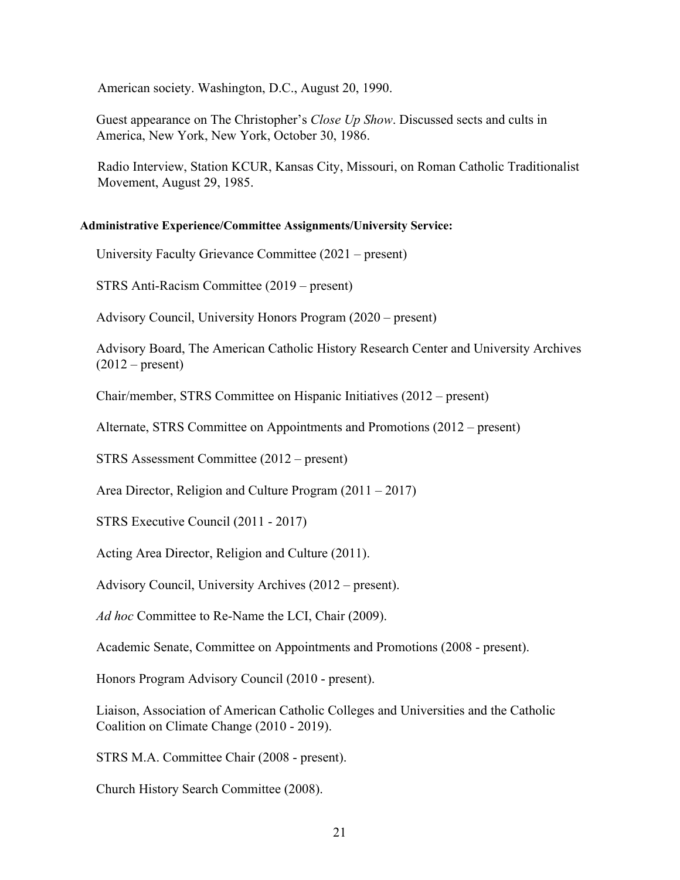American society. Washington, D.C., August 20, 1990.

Guest appearance on The Christopher's *Close Up Show*. Discussed sects and cults in America, New York, New York, October 30, 1986.

Radio Interview, Station KCUR, Kansas City, Missouri, on Roman Catholic Traditionalist Movement, August 29, 1985.

**Administrative Experience/Committee Assignments/University Service:**

University Faculty Grievance Committee (2021 – present)

STRS Anti-Racism Committee (2019 – present)

Advisory Council, University Honors Program (2020 – present)

Advisory Board, The American Catholic History Research Center and University Archives (2012 – present)

Chair/member, STRS Committee on Hispanic Initiatives (2012 – present)

Alternate, STRS Committee on Appointments and Promotions (2012 – present)

STRS Assessment Committee (2012 – present)

Area Director, Religion and Culture Program (2011 – 2017)

STRS Executive Council (2011 - 2017)

Acting Area Director, Religion and Culture (2011).

Advisory Council, University Archives (2012 – present).

*Ad hoc* Committee to Re-Name the LCI, Chair (2009).

Academic Senate, Committee on Appointments and Promotions (2008 - present).

Honors Program Advisory Council (2010 - present).

Liaison, Association of American Catholic Colleges and Universities and the Catholic Coalition on Climate Change (2010 - 2019).

STRS M.A. Committee Chair (2008 - present).

Church History Search Committee (2008).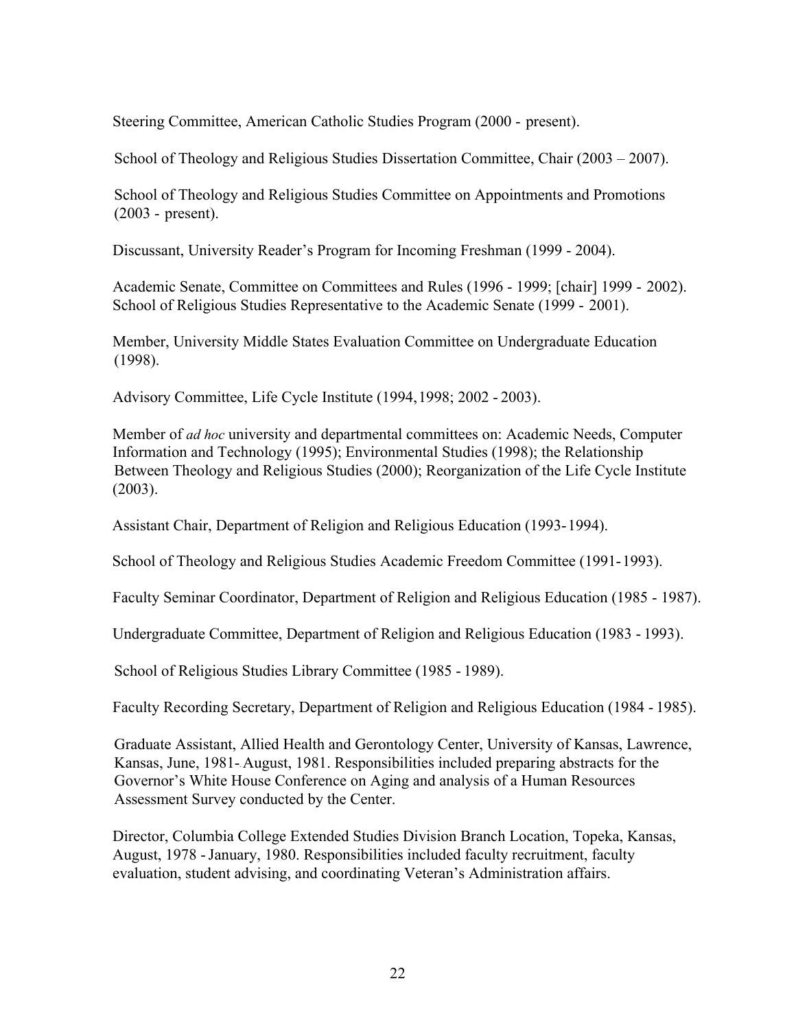Steering Committee, American Catholic Studies Program (2000 - present).

School of Theology and Religious Studies Dissertation Committee, Chair (2003 – 2007).

School of Theology and Religious Studies Committee on Appointments and Promotions (2003 - present).

Discussant, University Reader's Program for Incoming Freshman (1999 - 2004).

Academic Senate, Committee on Committees and Rules (1996 - 1999; [chair] 1999 - 2002). School of Religious Studies Representative to the Academic Senate (1999 - 2001).

Member, University Middle States Evaluation Committee on Undergraduate Education (1998).

Advisory Committee, Life Cycle Institute (1994, 1998; 2002 - 2003).

Member of *ad hoc* university and departmental committees on: Academic Needs, Computer Information and Technology (1995); Environmental Studies (1998); the Relationship Between Theology and Religious Studies (2000); Reorganization of the Life Cycle Institute (2003).

Assistant Chair, Department of Religion and Religious Education (1993-1994).

School of Theology and Religious Studies Academic Freedom Committee (1991-1993).

Faculty Seminar Coordinator, Department of Religion and Religious Education (1985 - 1987).

Undergraduate Committee, Department of Religion and Religious Education (1983 - 1993).

School of Religious Studies Library Committee (1985 - 1989).

Faculty Recording Secretary, Department of Religion and Religious Education (1984 - 1985).

Graduate Assistant, Allied Health and Gerontology Center, University of Kansas, Lawrence, Kansas, June, 1981- August, 1981. Responsibilities included preparing abstracts for the Governor's White House Conference on Aging and analysis of a Human Resources Assessment Survey conducted by the Center.

Director, Columbia College Extended Studies Division Branch Location, Topeka, Kansas, August, 1978 - January, 1980. Responsibilities included faculty recruitment, faculty evaluation, student advising, and coordinating Veteran's Administration affairs.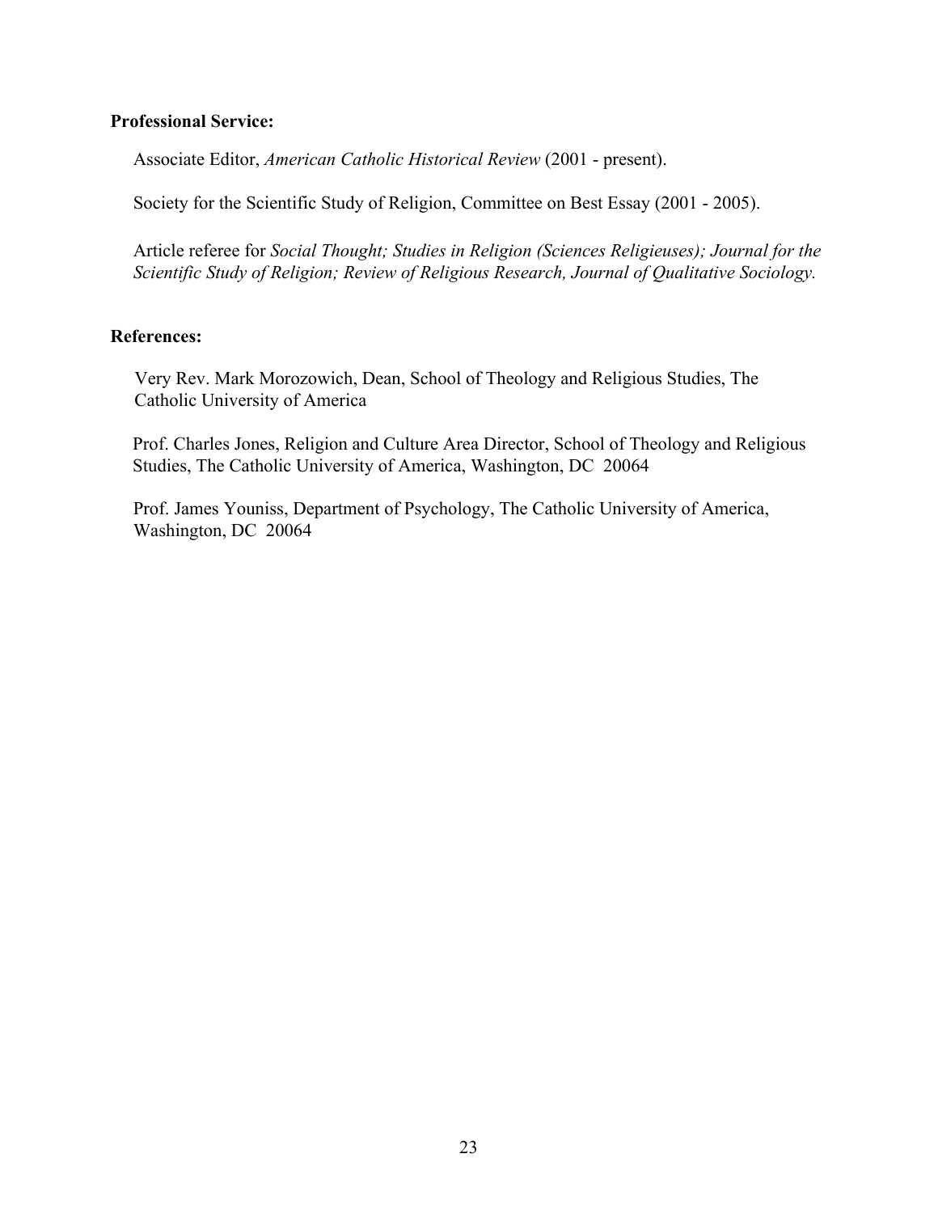**Professional Service:**

Associate Editor, *American Catholic Historical Review* (2001 - present).

Society for the Scientific Study of Religion, Committee on Best Essay (2001 - 2005).

Article referee for *Social Thought; Studies in Religion (Sciences Religieuses); Journal for the Scientific Study of Religion; Review of Religious Research, Journal of Qualitative Sociology.*

**References:**

Very Rev. Mark Morozowich, Dean, School of Theology and Religious Studies, The Catholic University of America

Prof. Charles Jones, Religion and Culture Area Director, School of Theology and Religious Studies, The Catholic University of America, Washington, DC  20064

Prof. James Youniss, Department of Psychology, The Catholic University of America, Washington, DC  20064